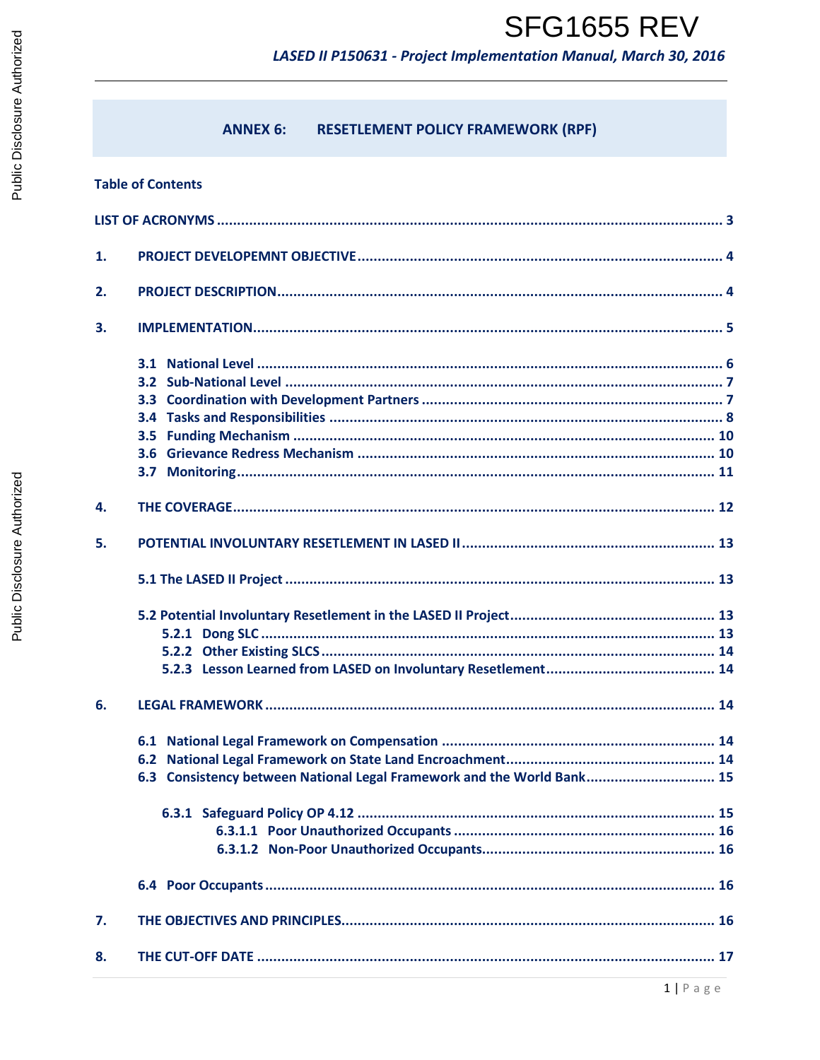SFG1655 REV

## ANNEX 6: RESETLEMENT POLICY FRAMEWORK (RPF)

**Table of Contents**

LIST OF ACRONYMS ..... 3

1. PROJECT DEVELOPEMNT OBJECTIVE ..... 4
2. PROJECT DESCRIPTION ..... 4
3. IMPLEMENTATION ..... 5
   - 3.1 National Level ..... 6
   - 3.2 Sub-National Level ..... 7
   - 3.3 Coordination with Development Partners ..... 7
   - 3.4 Tasks and Responsibilities ..... 8
   - 3.5 Funding Mechanism ..... 10
   - 3.6 Grievance Redress Mechanism ..... 10
   - 3.7 Monitoring ..... 11
4. THE COVERAGE ..... 12
5. POTENTIAL INVOLUNTARY RESETLEMENT IN LASED II ..... 13
   - 5.1 The LASED II Project ..... 13
   - 5.2 Potential Involuntary Resettlement in the LASED II Project ..... 13
     - 5.2.1 Dong SLC ..... 13
     - 5.2.2 Other Existing SLCS ..... 14
     - 5.2.3 Lesson Learned from LASED on Involuntary Reseltement ..... 14
6. LEGAL FRAMEWORK ..... 14
   - 6.1 National Legal Framework on Compensation ..... 14
   - 6.2 National Legal Framework on State Land Encroachment ..... 14
   - 6.3 Consistency between National Legal Framework and the World Bank ..... 15
     - 6.3.1 Safeguard Policy OP 4.12 ..... 15
       - 6.3.1.1 Poor Unauthorized Occupants ..... 16
       - 6.3.1.2 Non-Poor Unauthorized Occupants ..... 16
   - 6.4 Poor Occupants ..... 16
7. THE OBJECTIVES AND PRINCIPLES ..... 16
8. THE CUT-OFF DATE ..... 17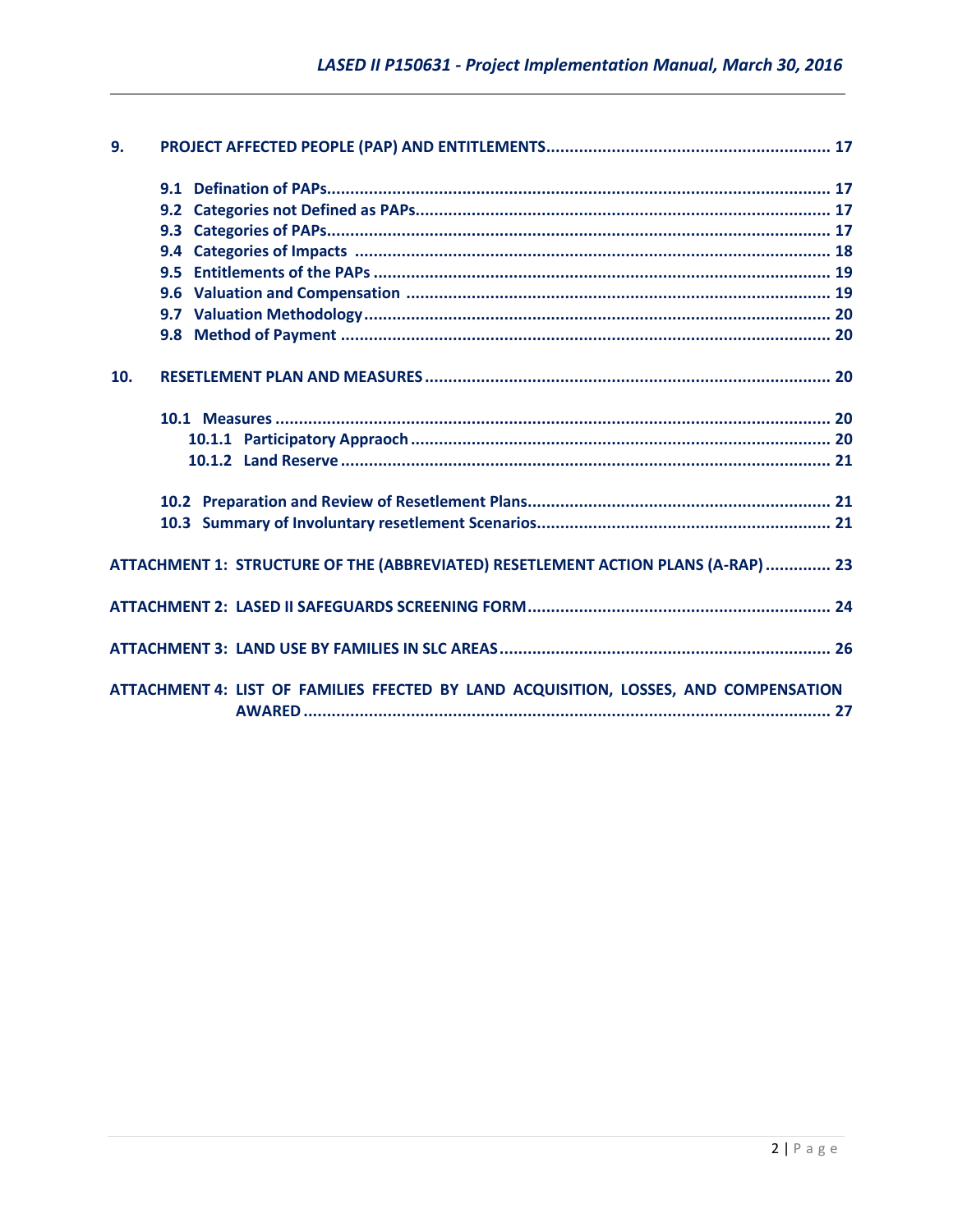**9. PROJECT AFFECTED PEOPLE (PAP) AND ENTITLEMENTS ............................................................ 17**

- **9.1 Defination of PAPs............................................................................................................ 17**
- **9.2 Categories not Defined as PAPs........................................................................................ 17**
- **9.3 Categories of PAPs............................................................................................................ 17**
- **9.4 Categories of Impacts ...................................................................................................... 18**
- **9.5 Entitlements of the PAPs .................................................................................................. 19**
- **9.6 Valuation and Compensation ........................................................................................... 19**
- **9.7 Valuation Methodology .................................................................................................... 20**
- **9.8 Method of Payment ......................................................................................................... 20**

**10. RESETLEMENT PLAN AND MEASURES ...................................................................................... 20**

- **10.1 Measures ........................................................................................................................ 20**
  - **10.1.1 Participatory Appraoch ............................................................................................ 20**
  - **10.1.2 Land Reserve ........................................................................................................... 21**
- **10.2 Preparation and Review of Resetlement Plans.................................................................. 21**
- **10.3 Summary of Involuntary resetlement Scenarios................................................................ 21**

**ATTACHMENT 1: STRUCTURE OF THE (ABBREVIATED) RESETLEMENT ACTION PLANS (A-RAP) .............. 23**

**ATTACHMENT 2: LASED II SAFEGUARDS SCREENING FORM ................................................................. 24**

**ATTACHMENT 3: LAND USE BY FAMILIES IN SLC AREAS ....................................................................... 26**

**ATTACHMENT 4: LIST OF FAMILIES FFECTED BY LAND ACQUISITION, LOSSES, AND COMPENSATION AWARED .................................................................................................................. 27**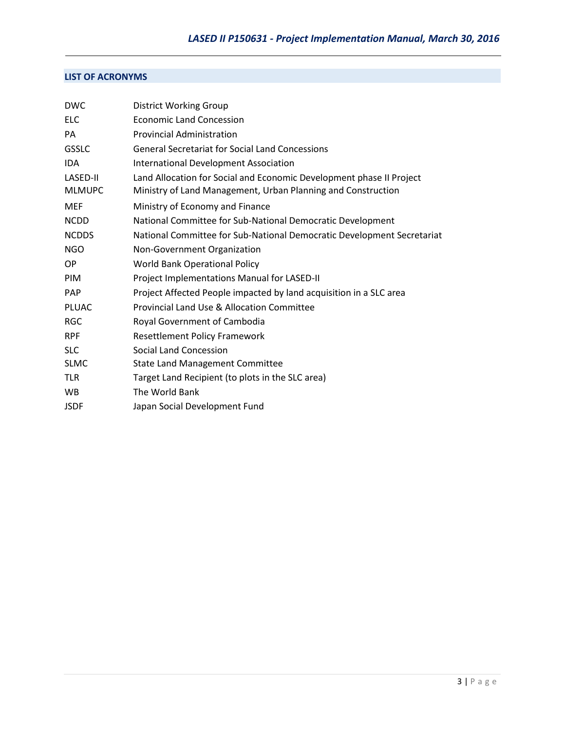## LIST OF ACRONYMS

| | |
|---|---|
| DWC | District Working Group |
| ELC | Economic Land Concession |
| PA | Provincial Administration |
| GSSLC | General Secretariat for Social Land Concessions |
| IDA | International Development Association |
| LASED-II | Land Allocation for Social and Economic Development phase II Project |
| MLMUPC | Ministry of Land Management, Urban Planning and Construction |
| MEF | Ministry of Economy and Finance |
| NCDD | National Committee for Sub-National Democratic Development |
| NCDDS | National Committee for Sub-National Democratic Development Secretariat |
| NGO | Non-Government Organization |
| OP | World Bank Operational Policy |
| PIM | Project Implementations Manual for LASED-II |
| PAP | Project Affected People impacted by land acquisition in a SLC area |
| PLUAC | Provincial Land Use & Allocation Committee |
| RGC | Royal Government of Cambodia |
| RPF | Resettlement Policy Framework |
| SLC | Social Land Concession |
| SLMC | State Land Management Committee |
| TLR | Target Land Recipient (to plots in the SLC area) |
| WB | The World Bank |
| JSDF | Japan Social Development Fund |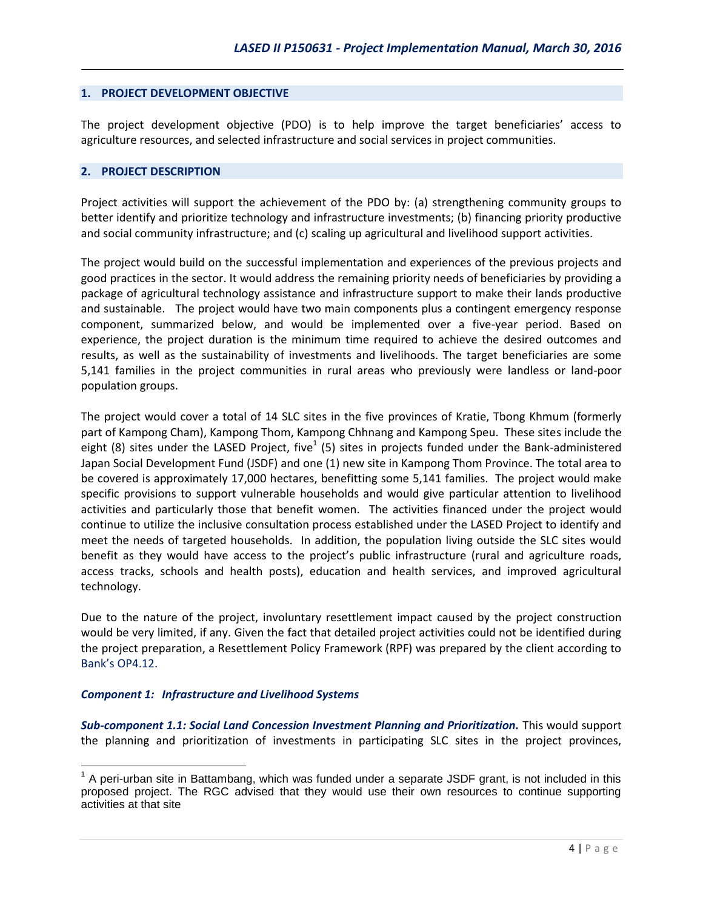## 1. PROJECT DEVELOPMENT OBJECTIVE

The project development objective (PDO) is to help improve the target beneficiaries' access to agriculture resources, and selected infrastructure and social services in project communities.

## 2. PROJECT DESCRIPTION

Project activities will support the achievement of the PDO by: (a) strengthening community groups to better identify and prioritize technology and infrastructure investments; (b) financing priority productive and social community infrastructure; and (c) scaling up agricultural and livelihood support activities.

The project would build on the successful implementation and experiences of the previous projects and good practices in the sector. It would address the remaining priority needs of beneficiaries by providing a package of agricultural technology assistance and infrastructure support to make their lands productive and sustainable. The project would have two main components plus a contingent emergency response component, summarized below, and would be implemented over a five-year period. Based on experience, the project duration is the minimum time required to achieve the desired outcomes and results, as well as the sustainability of investments and livelihoods. The target beneficiaries are some 5,141 families in the project communities in rural areas who previously were landless or land-poor population groups.

The project would cover a total of 14 SLC sites in the five provinces of Kratie, Tbong Khmum (formerly part of Kampong Cham), Kampong Thom, Kampong Chhnang and Kampong Speu. These sites include the eight (8) sites under the LASED Project, five[1] (5) sites in projects funded under the Bank-administered Japan Social Development Fund (JSDF) and one (1) new site in Kampong Thom Province. The total area to be covered is approximately 17,000 hectares, benefitting some 5,141 families. The project would make specific provisions to support vulnerable households and would give particular attention to livelihood activities and particularly those that benefit women. The activities financed under the project would continue to utilize the inclusive consultation process established under the LASED Project to identify and meet the needs of targeted households. In addition, the population living outside the SLC sites would benefit as they would have access to the project's public infrastructure (rural and agriculture roads, access tracks, schools and health posts), education and health services, and improved agricultural technology.

Due to the nature of the project, involuntary resettlement impact caused by the project construction would be very limited, if any. Given the fact that detailed project activities could not be identified during the project preparation, a Resettlement Policy Framework (RPF) was prepared by the client according to Bank's OP4.12.

### *Component 1: Infrastructure and Livelihood Systems*

***Sub-component 1.1: Social Land Concession Investment Planning and Prioritization.*** This would support the planning and prioritization of investments in participating SLC sites in the project provinces,

[1] A peri-urban site in Battambang, which was funded under a separate JSDF grant, is not included in this proposed project. The RGC advised that they would use their own resources to continue supporting activities at that site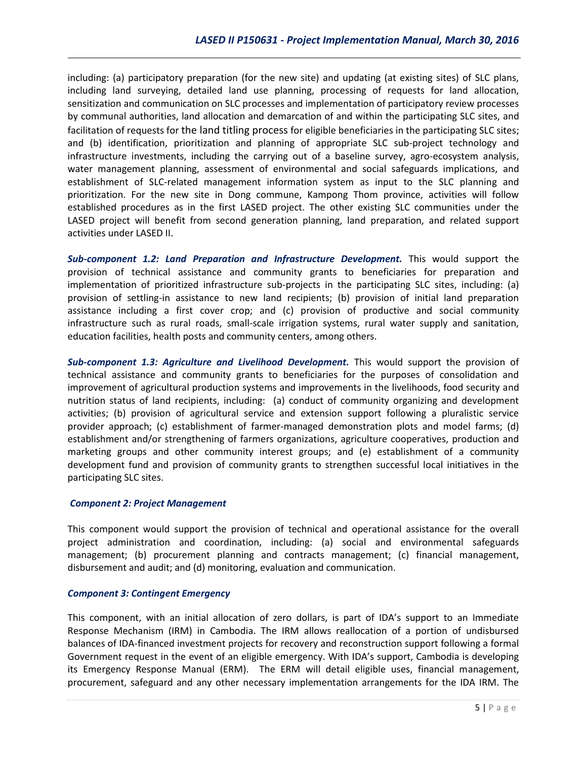including: (a) participatory preparation (for the new site) and updating (at existing sites) of SLC plans, including land surveying, detailed land use planning, processing of requests for land allocation, sensitization and communication on SLC processes and implementation of participatory review processes by communal authorities, land allocation and demarcation of and within the participating SLC sites, and facilitation of requests for the land titling process for eligible beneficiaries in the participating SLC sites; and (b) identification, prioritization and planning of appropriate SLC sub-project technology and infrastructure investments, including the carrying out of a baseline survey, agro-ecosystem analysis, water management planning, assessment of environmental and social safeguards implications, and establishment of SLC-related management information system as input to the SLC planning and prioritization. For the new site in Dong commune, Kampong Thom province, activities will follow established procedures as in the first LASED project. The other existing SLC communities under the LASED project will benefit from second generation planning, land preparation, and related support activities under LASED II.

***Sub-component 1.2: Land Preparation and Infrastructure Development.*** This would support the provision of technical assistance and community grants to beneficiaries for preparation and implementation of prioritized infrastructure sub-projects in the participating SLC sites, including: (a) provision of settling-in assistance to new land recipients; (b) provision of initial land preparation assistance including a first cover crop; and (c) provision of productive and social community infrastructure such as rural roads, small-scale irrigation systems, rural water supply and sanitation, education facilities, health posts and community centers, among others.

***Sub-component 1.3: Agriculture and Livelihood Development.*** This would support the provision of technical assistance and community grants to beneficiaries for the purposes of consolidation and improvement of agricultural production systems and improvements in the livelihoods, food security and nutrition status of land recipients, including: (a) conduct of community organizing and development activities; (b) provision of agricultural service and extension support following a pluralistic service provider approach; (c) establishment of farmer-managed demonstration plots and model farms; (d) establishment and/or strengthening of farmers organizations, agriculture cooperatives, production and marketing groups and other community interest groups; and (e) establishment of a community development fund and provision of community grants to strengthen successful local initiatives in the participating SLC sites.

### *Component 2: Project Management*

This component would support the provision of technical and operational assistance for the overall project administration and coordination, including: (a) social and environmental safeguards management; (b) procurement planning and contracts management; (c) financial management, disbursement and audit; and (d) monitoring, evaluation and communication.

### *Component 3: Contingent Emergency*

This component, with an initial allocation of zero dollars, is part of IDA's support to an Immediate Response Mechanism (IRM) in Cambodia. The IRM allows reallocation of a portion of undisbursed balances of IDA-financed investment projects for recovery and reconstruction support following a formal Government request in the event of an eligible emergency. With IDA's support, Cambodia is developing its Emergency Response Manual (ERM). The ERM will detail eligible uses, financial management, procurement, safeguard and any other necessary implementation arrangements for the IDA IRM. The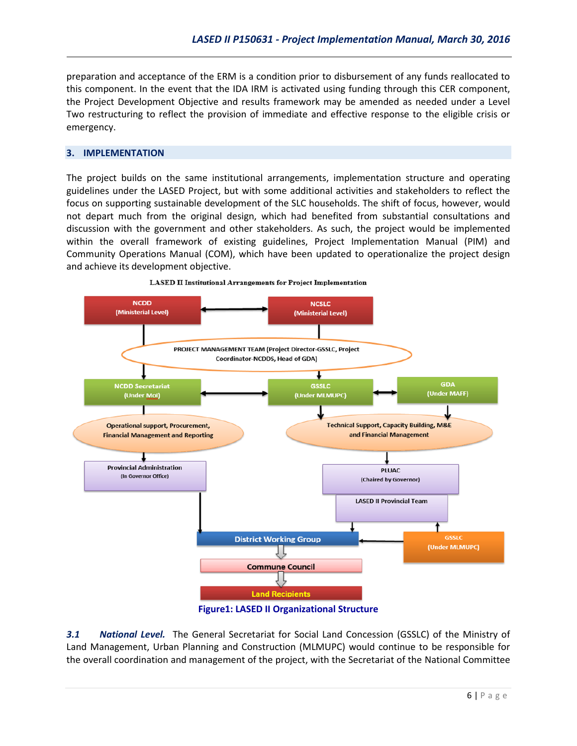preparation and acceptance of the ERM is a condition prior to disbursement of any funds reallocated to this component. In the event that the IDA IRM is activated using funding through this CER component, the Project Development Objective and results framework may be amended as needed under a Level Two restructuring to reflect the provision of immediate and effective response to the eligible crisis or emergency.

## 3. IMPLEMENTATION

The project builds on the same institutional arrangements, implementation structure and operating guidelines under the LASED Project, but with some additional activities and stakeholders to reflect the focus on supporting sustainable development of the SLC households. The shift of focus, however, would not depart much from the original design, which had benefited from substantial consultations and discussion with the government and other stakeholders. As such, the project would be implemented within the overall framework of existing guidelines, Project Implementation Manual (PIM) and Community Operations Manual (COM), which have been updated to operationalize the project design and achieve its development objective.

LASED II Institutional Arrangements for Project Implementation

NCDD (Ministerial Level) | NCSLC (Ministerial Level)

PROJECT MANAGEMENT TEAM (Project Director-GSSLC, Project Coordinator-NCDDS, Head of GDA)

NCDD Secretariat (Under MoI) | GSSLC (Under MLMUPC) | GDA (Under MAFF)

Operational support, Procurement, Financial Management and Reporting

Technical Support, Capacity Building, M&E and Financial Management

Provincial Administration (In Governor Office)

PLUAC (Chaired by Governor)

LASED II Provincial Team

GSSLC (Under MLMUPC)

District Working Group

Commune Council

Land Recipients

**Figure1: LASED II Organizational Structure**

***3.1 National Level.*** The General Secretariat for Social Land Concession (GSSLC) of the Ministry of Land Management, Urban Planning and Construction (MLMUPC) would continue to be responsible for the overall coordination and management of the project, with the Secretariat of the National Committee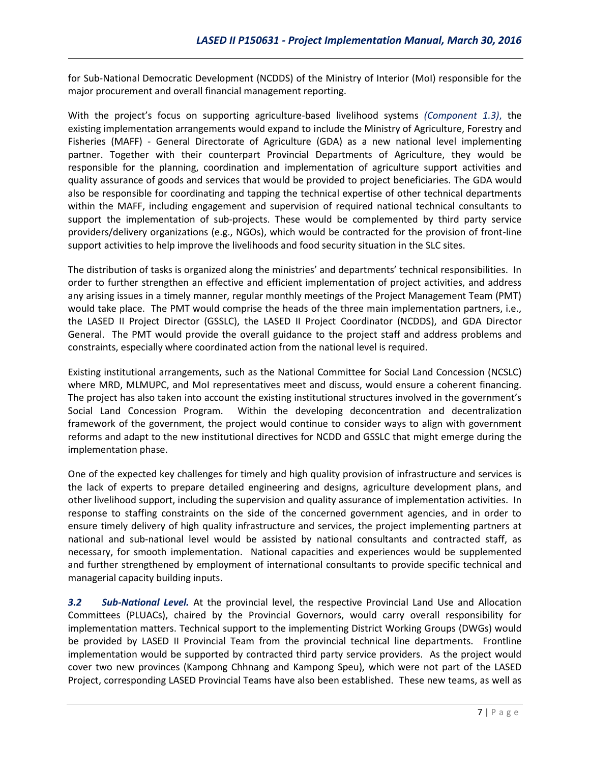for Sub-National Democratic Development (NCDDS) of the Ministry of Interior (MoI) responsible for the major procurement and overall financial management reporting.

With the project's focus on supporting agriculture-based livelihood systems *(Component 1.3)*, the existing implementation arrangements would expand to include the Ministry of Agriculture, Forestry and Fisheries (MAFF) - General Directorate of Agriculture (GDA) as a new national level implementing partner. Together with their counterpart Provincial Departments of Agriculture, they would be responsible for the planning, coordination and implementation of agriculture support activities and quality assurance of goods and services that would be provided to project beneficiaries. The GDA would also be responsible for coordinating and tapping the technical expertise of other technical departments within the MAFF, including engagement and supervision of required national technical consultants to support the implementation of sub-projects. These would be complemented by third party service providers/delivery organizations (e.g., NGOs), which would be contracted for the provision of front-line support activities to help improve the livelihoods and food security situation in the SLC sites.

The distribution of tasks is organized along the ministries' and departments' technical responsibilities. In order to further strengthen an effective and efficient implementation of project activities, and address any arising issues in a timely manner, regular monthly meetings of the Project Management Team (PMT) would take place. The PMT would comprise the heads of the three main implementation partners, i.e., the LASED II Project Director (GSSLC), the LASED II Project Coordinator (NCDDS), and GDA Director General. The PMT would provide the overall guidance to the project staff and address problems and constraints, especially where coordinated action from the national level is required.

Existing institutional arrangements, such as the National Committee for Social Land Concession (NCSLC) where MRD, MLMUPC, and MoI representatives meet and discuss, would ensure a coherent financing. The project has also taken into account the existing institutional structures involved in the government's Social Land Concession Program. Within the developing deconcentration and decentralization framework of the government, the project would continue to consider ways to align with government reforms and adapt to the new institutional directives for NCDD and GSSLC that might emerge during the implementation phase.

One of the expected key challenges for timely and high quality provision of infrastructure and services is the lack of experts to prepare detailed engineering and designs, agriculture development plans, and other livelihood support, including the supervision and quality assurance of implementation activities. In response to staffing constraints on the side of the concerned government agencies, and in order to ensure timely delivery of high quality infrastructure and services, the project implementing partners at national and sub-national level would be assisted by national consultants and contracted staff, as necessary, for smooth implementation. National capacities and experiences would be supplemented and further strengthened by employment of international consultants to provide specific technical and managerial capacity building inputs.

***3.2 Sub-National Level.*** At the provincial level, the respective Provincial Land Use and Allocation Committees (PLUACs), chaired by the Provincial Governors, would carry overall responsibility for implementation matters. Technical support to the implementing District Working Groups (DWGs) would be provided by LASED II Provincial Team from the provincial technical line departments. Frontline implementation would be supported by contracted third party service providers. As the project would cover two new provinces (Kampong Chhnang and Kampong Speu), which were not part of the LASED Project, corresponding LASED Provincial Teams have also been established. These new teams, as well as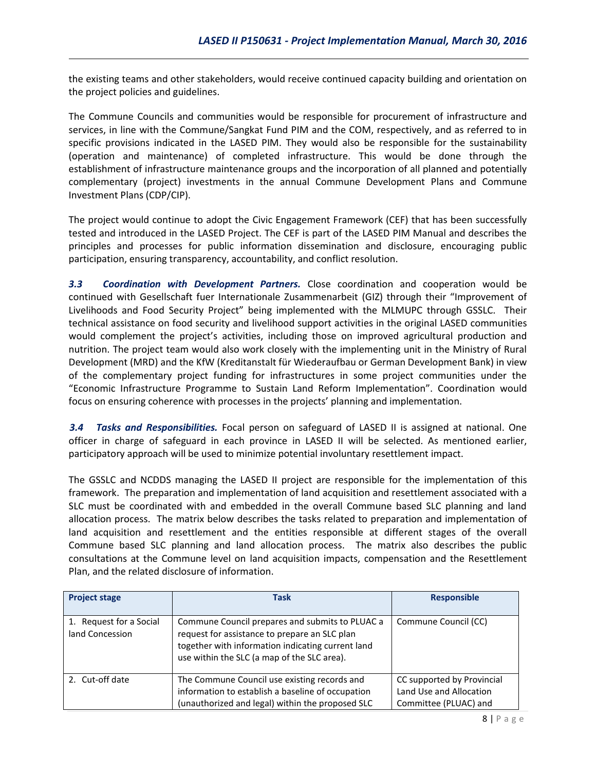the existing teams and other stakeholders, would receive continued capacity building and orientation on the project policies and guidelines.

The Commune Councils and communities would be responsible for procurement of infrastructure and services, in line with the Commune/Sangkat Fund PIM and the COM, respectively, and as referred to in specific provisions indicated in the LASED PIM. They would also be responsible for the sustainability (operation and maintenance) of completed infrastructure. This would be done through the establishment of infrastructure maintenance groups and the incorporation of all planned and potentially complementary (project) investments in the annual Commune Development Plans and Commune Investment Plans (CDP/CIP).

The project would continue to adopt the Civic Engagement Framework (CEF) that has been successfully tested and introduced in the LASED Project. The CEF is part of the LASED PIM Manual and describes the principles and processes for public information dissemination and disclosure, encouraging public participation, ensuring transparency, accountability, and conflict resolution.

***3.3 Coordination with Development Partners.*** Close coordination and cooperation would be continued with Gesellschaft fuer Internationale Zusammenarbeit (GIZ) through their "Improvement of Livelihoods and Food Security Project" being implemented with the MLMUPC through GSSLC. Their technical assistance on food security and livelihood support activities in the original LASED communities would complement the project's activities, including those on improved agricultural production and nutrition. The project team would also work closely with the implementing unit in the Ministry of Rural Development (MRD) and the KfW (Kreditanstalt für Wiederaufbau or German Development Bank) in view of the complementary project funding for infrastructures in some project communities under the "Economic Infrastructure Programme to Sustain Land Reform Implementation". Coordination would focus on ensuring coherence with processes in the projects' planning and implementation.

***3.4 Tasks and Responsibilities.*** Focal person on safeguard of LASED II is assigned at national. One officer in charge of safeguard in each province in LASED II will be selected. As mentioned earlier, participatory approach will be used to minimize potential involuntary resettlement impact.

The GSSLC and NCDDS managing the LASED II project are responsible for the implementation of this framework. The preparation and implementation of land acquisition and resettlement associated with a SLC must be coordinated with and embedded in the overall Commune based SLC planning and land allocation process. The matrix below describes the tasks related to preparation and implementation of land acquisition and resettlement and the entities responsible at different stages of the overall Commune based SLC planning and land allocation process. The matrix also describes the public consultations at the Commune level on land acquisition impacts, compensation and the Resettlement Plan, and the related disclosure of information.

| Project stage | Task | Responsible |
|---|---|---|
| 1. Request for a Social land Concession | Commune Council prepares and submits to PLUAC a request for assistance to prepare an SLC plan together with information indicating current land use within the SLC (a map of the SLC area). | Commune Council (CC) |
| 2. Cut-off date | The Commune Council use existing records and information to establish a baseline of occupation (unauthorized and legal) within the proposed SLC | CC supported by Provincial Land Use and Allocation Committee (PLUAC) and |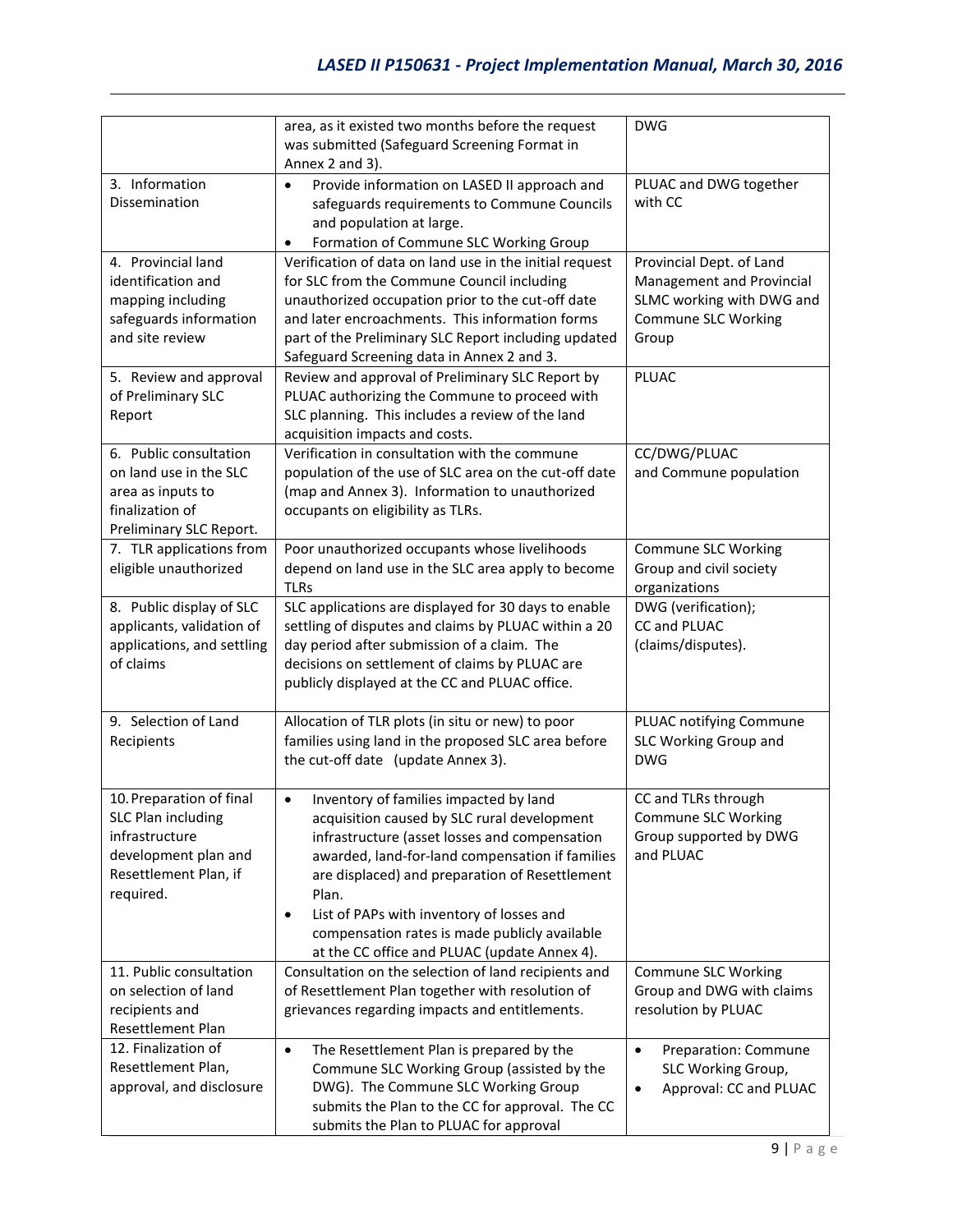| | | |
|---|---|---|
| | area, as it existed two months before the request was submitted (Safeguard Screening Format in Annex 2 and 3). | DWG |
| 3. Information Dissemination | • Provide information on LASED II approach and safeguards requirements to Commune Councils and population at large.<br>• Formation of Commune SLC Working Group | PLUAC and DWG together with CC |
| 4. Provincial land identification and mapping including safeguards information and site review | Verification of data on land use in the initial request for SLC from the Commune Council including unauthorized occupation prior to the cut-off date and later encroachments. This information forms part of the Preliminary SLC Report including updated Safeguard Screening data in Annex 2 and 3. | Provincial Dept. of Land Management and Provincial SLMC working with DWG and Commune SLC Working Group |
| 5. Review and approval of Preliminary SLC Report | Review and approval of Preliminary SLC Report by PLUAC authorizing the Commune to proceed with SLC planning. This includes a review of the land acquisition impacts and costs. | PLUAC |
| 6. Public consultation on land use in the SLC area as inputs to finalization of Preliminary SLC Report. | Verification in consultation with the commune population of the use of SLC area on the cut-off date (map and Annex 3). Information to unauthorized occupants on eligibility as TLRs. | CC/DWG/PLUAC and Commune population |
| 7. TLR applications from eligible unauthorized | Poor unauthorized occupants whose livelihoods depend on land use in the SLC area apply to become TLRs | Commune SLC Working Group and civil society organizations |
| 8. Public display of SLC applicants, validation of applications, and settling of claims | SLC applications are displayed for 30 days to enable settling of disputes and claims by PLUAC within a 20 day period after submission of a claim. The decisions on settlement of claims by PLUAC are publicly displayed at the CC and PLUAC office. | DWG (verification);<br>CC and PLUAC (claims/disputes). |
| 9. Selection of Land Recipients | Allocation of TLR plots (in situ or new) to poor families using land in the proposed SLC area before the cut-off date (update Annex 3). | PLUAC notifying Commune SLC Working Group and DWG |
| 10. Preparation of final SLC Plan including infrastructure development plan and Resettlement Plan, if required. | • Inventory of families impacted by land acquisition caused by SLC rural development infrastructure (asset losses and compensation awarded, land-for-land compensation if families are displaced) and preparation of Resettlement Plan.<br>• List of PAPs with inventory of losses and compensation rates is made publicly available at the CC office and PLUAC (update Annex 4). | CC and TLRs through Commune SLC Working Group supported by DWG and PLUAC |
| 11. Public consultation on selection of land recipients and Resettlement Plan | Consultation on the selection of land recipients and of Resettlement Plan together with resolution of grievances regarding impacts and entitlements. | Commune SLC Working Group and DWG with claims resolution by PLUAC |
| 12. Finalization of Resettlement Plan, approval, and disclosure | • The Resettlement Plan is prepared by the Commune SLC Working Group (assisted by the DWG). The Commune SLC Working Group submits the Plan to the CC for approval. The CC submits the Plan to PLUAC for approval | • Preparation: Commune SLC Working Group,<br>• Approval: CC and PLUAC |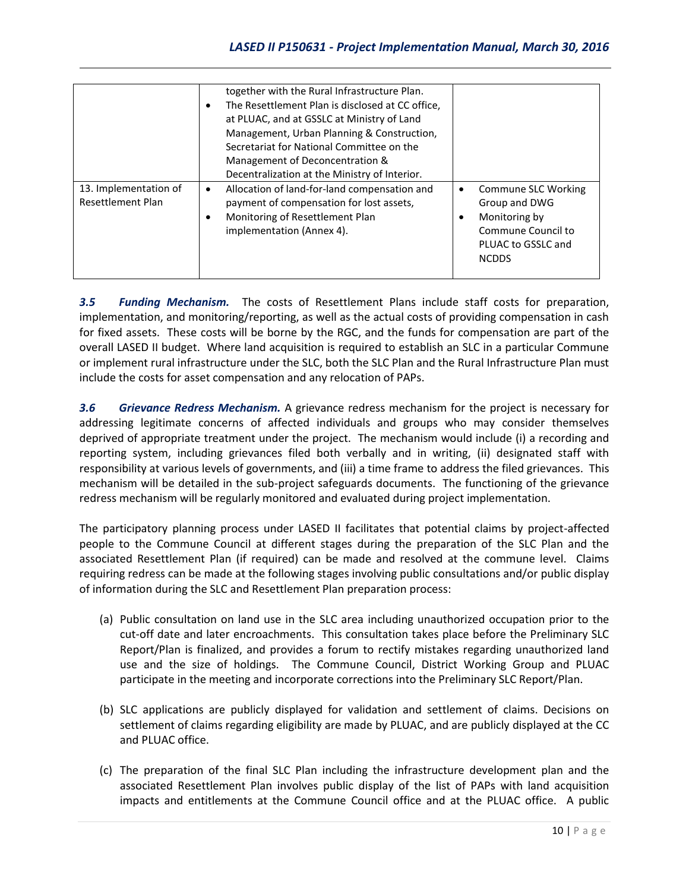|  |  |  |
|---|---|---|
|  | together with the Rural Infrastructure Plan.<br>• The Resettlement Plan is disclosed at CC office, at PLUAC, and at GSSLC at Ministry of Land Management, Urban Planning & Construction, Secretariat for National Committee on the Management of Deconcentration & Decentralization at the Ministry of Interior. |  |
| 13. Implementation of Resettlement Plan | • Allocation of land-for-land compensation and payment of compensation for lost assets,<br>• Monitoring of Resettlement Plan implementation (Annex 4). | • Commune SLC Working Group and DWG<br>• Monitoring by Commune Council to PLUAC to GSSLC and NCDDS |

***3.5 Funding Mechanism.*** The costs of Resettlement Plans include staff costs for preparation, implementation, and monitoring/reporting, as well as the actual costs of providing compensation in cash for fixed assets. These costs will be borne by the RGC, and the funds for compensation are part of the overall LASED II budget. Where land acquisition is required to establish an SLC in a particular Commune or implement rural infrastructure under the SLC, both the SLC Plan and the Rural Infrastructure Plan must include the costs for asset compensation and any relocation of PAPs.

***3.6 Grievance Redress Mechanism.*** A grievance redress mechanism for the project is necessary for addressing legitimate concerns of affected individuals and groups who may consider themselves deprived of appropriate treatment under the project. The mechanism would include (i) a recording and reporting system, including grievances filed both verbally and in writing, (ii) designated staff with responsibility at various levels of governments, and (iii) a time frame to address the filed grievances. This mechanism will be detailed in the sub-project safeguards documents. The functioning of the grievance redress mechanism will be regularly monitored and evaluated during project implementation.

The participatory planning process under LASED II facilitates that potential claims by project-affected people to the Commune Council at different stages during the preparation of the SLC Plan and the associated Resettlement Plan (if required) can be made and resolved at the commune level. Claims requiring redress can be made at the following stages involving public consultations and/or public display of information during the SLC and Resettlement Plan preparation process:

(a) Public consultation on land use in the SLC area including unauthorized occupation prior to the cut-off date and later encroachments. This consultation takes place before the Preliminary SLC Report/Plan is finalized, and provides a forum to rectify mistakes regarding unauthorized land use and the size of holdings. The Commune Council, District Working Group and PLUAC participate in the meeting and incorporate corrections into the Preliminary SLC Report/Plan.

(b) SLC applications are publicly displayed for validation and settlement of claims. Decisions on settlement of claims regarding eligibility are made by PLUAC, and are publicly displayed at the CC and PLUAC office.

(c) The preparation of the final SLC Plan including the infrastructure development plan and the associated Resettlement Plan involves public display of the list of PAPs with land acquisition impacts and entitlements at the Commune Council office and at the PLUAC office. A public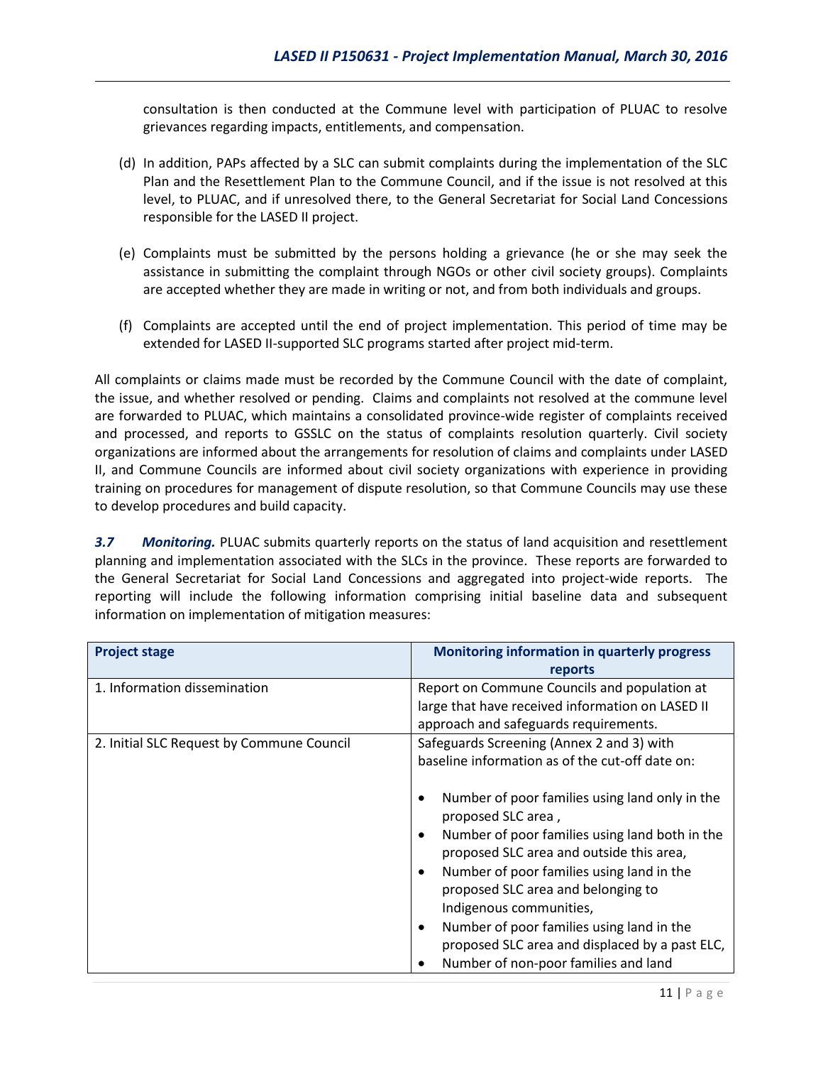consultation is then conducted at the Commune level with participation of PLUAC to resolve grievances regarding impacts, entitlements, and compensation.

(d) In addition, PAPs affected by a SLC can submit complaints during the implementation of the SLC Plan and the Resettlement Plan to the Commune Council, and if the issue is not resolved at this level, to PLUAC, and if unresolved there, to the General Secretariat for Social Land Concessions responsible for the LASED II project.

(e) Complaints must be submitted by the persons holding a grievance (he or she may seek the assistance in submitting the complaint through NGOs or other civil society groups). Complaints are accepted whether they are made in writing or not, and from both individuals and groups.

(f) Complaints are accepted until the end of project implementation. This period of time may be extended for LASED II-supported SLC programs started after project mid-term.

All complaints or claims made must be recorded by the Commune Council with the date of complaint, the issue, and whether resolved or pending. Claims and complaints not resolved at the commune level are forwarded to PLUAC, which maintains a consolidated province-wide register of complaints received and processed, and reports to GSSLC on the status of complaints resolution quarterly. Civil society organizations are informed about the arrangements for resolution of claims and complaints under LASED II, and Commune Councils are informed about civil society organizations with experience in providing training on procedures for management of dispute resolution, so that Commune Councils may use these to develop procedures and build capacity.

***3.7 Monitoring.*** PLUAC submits quarterly reports on the status of land acquisition and resettlement planning and implementation associated with the SLCs in the province. These reports are forwarded to the General Secretariat for Social Land Concessions and aggregated into project-wide reports. The reporting will include the following information comprising initial baseline data and subsequent information on implementation of mitigation measures:

| Project stage | Monitoring information in quarterly progress reports |
|---|---|
| 1. Information dissemination | Report on Commune Councils and population at large that have received information on LASED II approach and safeguards requirements. |
| 2. Initial SLC Request by Commune Council | Safeguards Screening (Annex 2 and 3) with baseline information as of the cut-off date on:<br><br>• Number of poor families using land only in the proposed SLC area ,<br>• Number of poor families using land both in the proposed SLC area and outside this area,<br>• Number of poor families using land in the proposed SLC area and belonging to Indigenous communities,<br>• Number of poor families using land in the proposed SLC area and displaced by a past ELC,<br>• Number of non-poor families and land |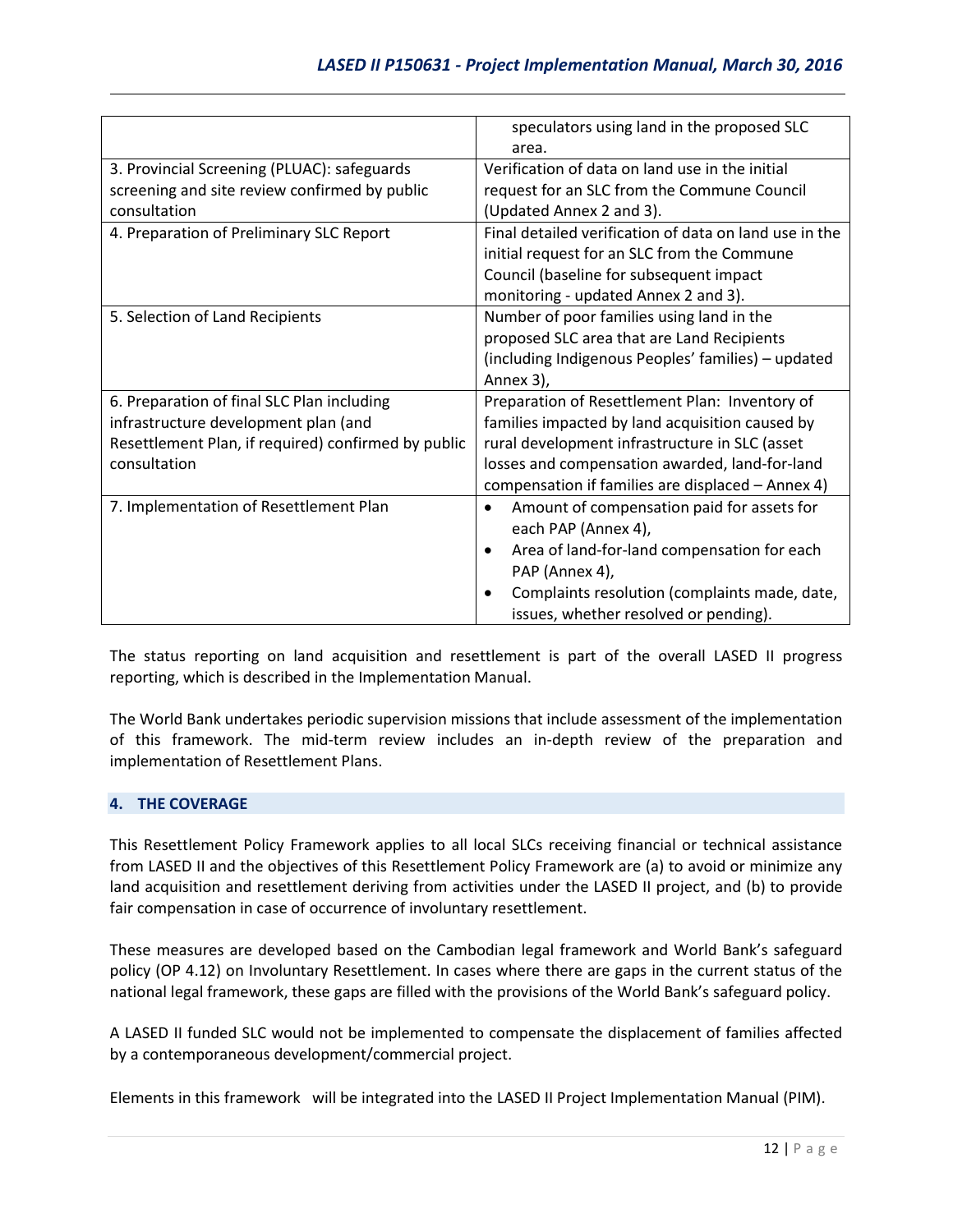| | |
|---|---|
| | speculators using land in the proposed SLC area. |
| 3. Provincial Screening (PLUAC): safeguards screening and site review confirmed by public consultation | Verification of data on land use in the initial request for an SLC from the Commune Council (Updated Annex 2 and 3). |
| 4. Preparation of Preliminary SLC Report | Final detailed verification of data on land use in the initial request for an SLC from the Commune Council (baseline for subsequent impact monitoring - updated Annex 2 and 3). |
| 5. Selection of Land Recipients | Number of poor families using land in the proposed SLC area that are Land Recipients (including Indigenous Peoples' families) – updated Annex 3), |
| 6. Preparation of final SLC Plan including infrastructure development plan (and Resettlement Plan, if required) confirmed by public consultation | Preparation of Resettlement Plan: Inventory of families impacted by land acquisition caused by rural development infrastructure in SLC (asset losses and compensation awarded, land-for-land compensation if families are displaced – Annex 4) |
| 7. Implementation of Resettlement Plan | • Amount of compensation paid for assets for each PAP (Annex 4),<br>• Area of land-for-land compensation for each PAP (Annex 4),<br>• Complaints resolution (complaints made, date, issues, whether resolved or pending). |

The status reporting on land acquisition and resettlement is part of the overall LASED II progress reporting, which is described in the Implementation Manual.

The World Bank undertakes periodic supervision missions that include assessment of the implementation of this framework. The mid-term review includes an in-depth review of the preparation and implementation of Resettlement Plans.

## 4. THE COVERAGE

This Resettlement Policy Framework applies to all local SLCs receiving financial or technical assistance from LASED II and the objectives of this Resettlement Policy Framework are (a) to avoid or minimize any land acquisition and resettlement deriving from activities under the LASED II project, and (b) to provide fair compensation in case of occurrence of involuntary resettlement.

These measures are developed based on the Cambodian legal framework and World Bank's safeguard policy (OP 4.12) on Involuntary Resettlement. In cases where there are gaps in the current status of the national legal framework, these gaps are filled with the provisions of the World Bank's safeguard policy.

A LASED II funded SLC would not be implemented to compensate the displacement of families affected by a contemporaneous development/commercial project.

Elements in this framework will be integrated into the LASED II Project Implementation Manual (PIM).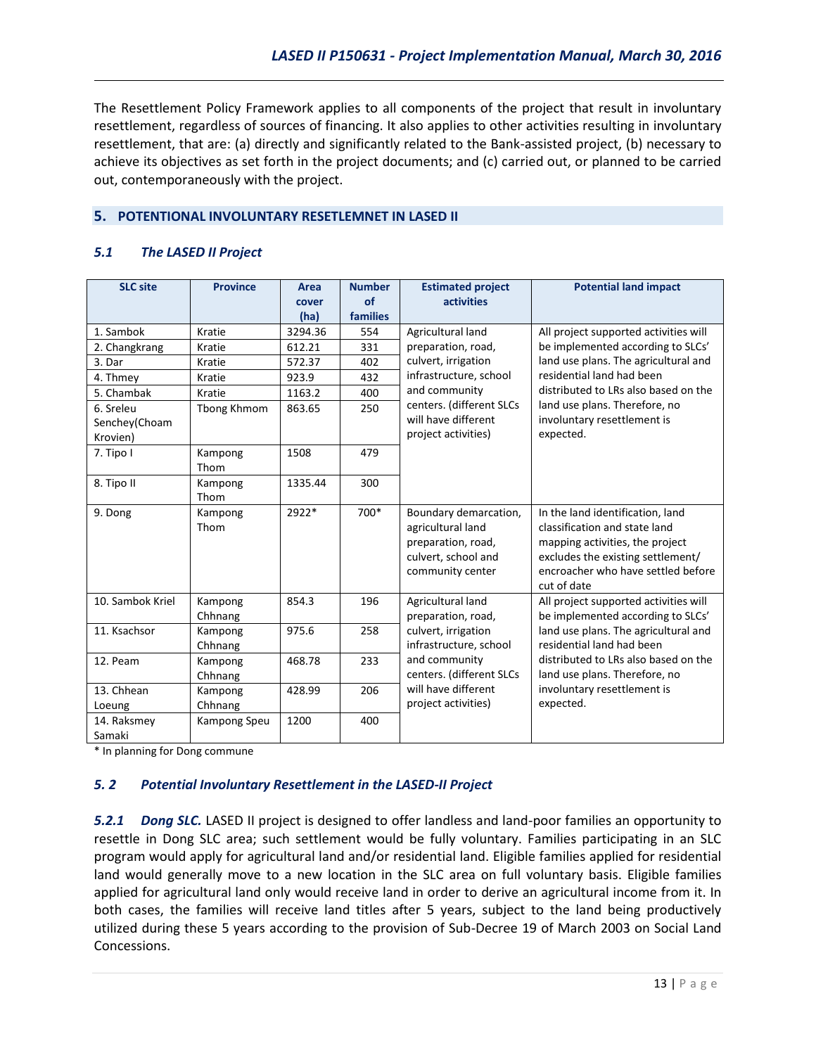The Resettlement Policy Framework applies to all components of the project that result in involuntary resettlement, regardless of sources of financing. It also applies to other activities resulting in involuntary resettlement, that are: (a) directly and significantly related to the Bank-assisted project, (b) necessary to achieve its objectives as set forth in the project documents; and (c) carried out, or planned to be carried out, contemporaneously with the project.

## 5. POTENTIONAL INVOLUNTARY RESETLEMNET IN LASED II

### *5.1 The LASED II Project*

| SLC site | Province | Area cover (ha) | Number of families | Estimated project activities | Potential land impact |
|---|---|---|---|---|---|
| 1. Sambok | Kratie | 3294.36 | 554 | Agricultural land preparation, road, culvert, irrigation infrastructure, school and community centers. (different SLCs will have different project activities) | All project supported activities will be implemented according to SLCs' land use plans. The agricultural and residential land had been distributed to LRs also based on the land use plans. Therefore, no involuntary resettlement is expected. |
| 2. Changkrang | Kratie | 612.21 | 331 | | |
| 3. Dar | Kratie | 572.37 | 402 | | |
| 4. Thmey | Kratie | 923.9 | 432 | | |
| 5. Chambak | Kratie | 1163.2 | 400 | | |
| 6. Sreleu Senchey(Choam Krovien) | Tbong Khmom | 863.65 | 250 | | |
| 7. Tipo I | Kampong Thom | 1508 | 479 | | |
| 8. Tipo II | Kampong Thom | 1335.44 | 300 | | |
| 9. Dong | Kampong Thom | 2922* | 700* | Boundary demarcation, agricultural land preparation, road, culvert, school and community center | In the land identification, land classification and state land mapping activities, the project excludes the existing settlement/ encroacher who have settled before cut of date |
| 10. Sambok Kriel | Kampong Chhnang | 854.3 | 196 | Agricultural land preparation, road, culvert, irrigation infrastructure, school and community centers. (different SLCs will have different project activities) | All project supported activities will be implemented according to SLCs' land use plans. The agricultural and residential land had been distributed to LRs also based on the land use plans. Therefore, no involuntary resettlement is expected. |
| 11. Ksachsor | Kampong Chhnang | 975.6 | 258 | | |
| 12. Peam | Kampong Chhnang | 468.78 | 233 | | |
| 13. Chhean Loeung | Kampong Chhnang | 428.99 | 206 | | |
| 14. Raksmey Samaki | Kampong Speu | 1200 | 400 | | |

\* In planning for Dong commune

### *5.2 Potential Involuntary Resettlement in the LASED-II Project*

***5.2.1 Dong SLC.*** LASED II project is designed to offer landless and land-poor families an opportunity to resettle in Dong SLC area; such settlement would be fully voluntary. Families participating in an SLC program would apply for agricultural land and/or residential land. Eligible families applied for residential land would generally move to a new location in the SLC area on full voluntary basis. Eligible families applied for agricultural land only would receive land in order to derive an agricultural income from it. In both cases, the families will receive land titles after 5 years, subject to the land being productively utilized during these 5 years according to the provision of Sub-Decree 19 of March 2003 on Social Land Concessions.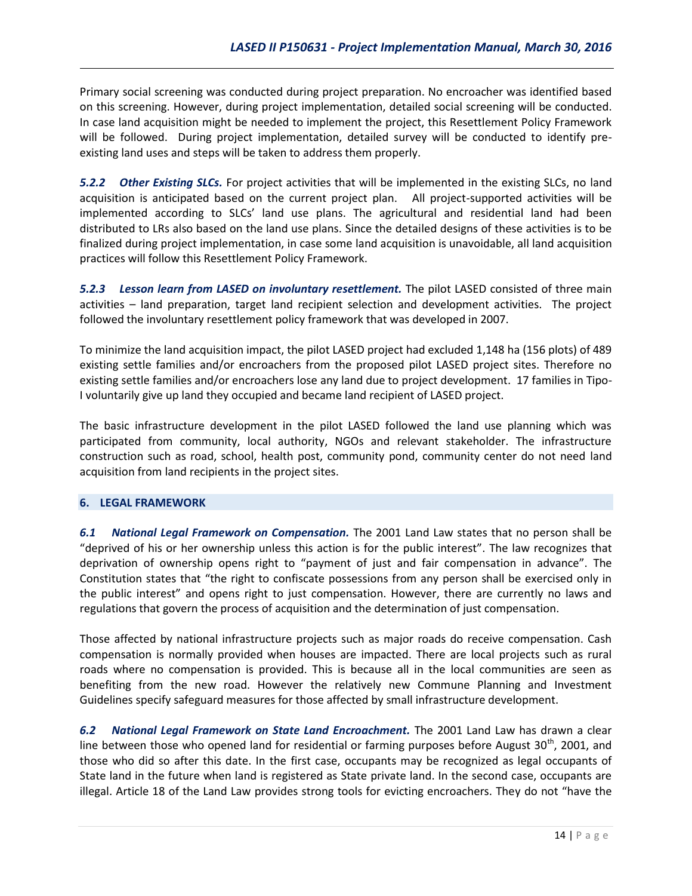Primary social screening was conducted during project preparation. No encroacher was identified based on this screening. However, during project implementation, detailed social screening will be conducted. In case land acquisition might be needed to implement the project, this Resettlement Policy Framework will be followed. During project implementation, detailed survey will be conducted to identify pre-existing land uses and steps will be taken to address them properly.

***5.2.2 Other Existing SLCs.*** For project activities that will be implemented in the existing SLCs, no land acquisition is anticipated based on the current project plan. All project-supported activities will be implemented according to SLCs' land use plans. The agricultural and residential land had been distributed to LRs also based on the land use plans. Since the detailed designs of these activities is to be finalized during project implementation, in case some land acquisition is unavoidable, all land acquisition practices will follow this Resettlement Policy Framework.

***5.2.3 Lesson learn from LASED on involuntary resettlement.*** The pilot LASED consisted of three main activities – land preparation, target land recipient selection and development activities. The project followed the involuntary resettlement policy framework that was developed in 2007.

To minimize the land acquisition impact, the pilot LASED project had excluded 1,148 ha (156 plots) of 489 existing settle families and/or encroachers from the proposed pilot LASED project sites. Therefore no existing settle families and/or encroachers lose any land due to project development. 17 families in Tipo-I voluntarily give up land they occupied and became land recipient of LASED project.

The basic infrastructure development in the pilot LASED followed the land use planning which was participated from community, local authority, NGOs and relevant stakeholder. The infrastructure construction such as road, school, health post, community pond, community center do not need land acquisition from land recipients in the project sites.

## 6. LEGAL FRAMEWORK

***6.1 National Legal Framework on Compensation.*** The 2001 Land Law states that no person shall be "deprived of his or her ownership unless this action is for the public interest". The law recognizes that deprivation of ownership opens right to "payment of just and fair compensation in advance". The Constitution states that "the right to confiscate possessions from any person shall be exercised only in the public interest" and opens right to just compensation. However, there are currently no laws and regulations that govern the process of acquisition and the determination of just compensation.

Those affected by national infrastructure projects such as major roads do receive compensation. Cash compensation is normally provided when houses are impacted. There are local projects such as rural roads where no compensation is provided. This is because all in the local communities are seen as benefiting from the new road. However the relatively new Commune Planning and Investment Guidelines specify safeguard measures for those affected by small infrastructure development.

***6.2 National Legal Framework on State Land Encroachment.*** The 2001 Land Law has drawn a clear line between those who opened land for residential or farming purposes before August 30th, 2001, and those who did so after this date. In the first case, occupants may be recognized as legal occupants of State land in the future when land is registered as State private land. In the second case, occupants are illegal. Article 18 of the Land Law provides strong tools for evicting encroachers. They do not "have the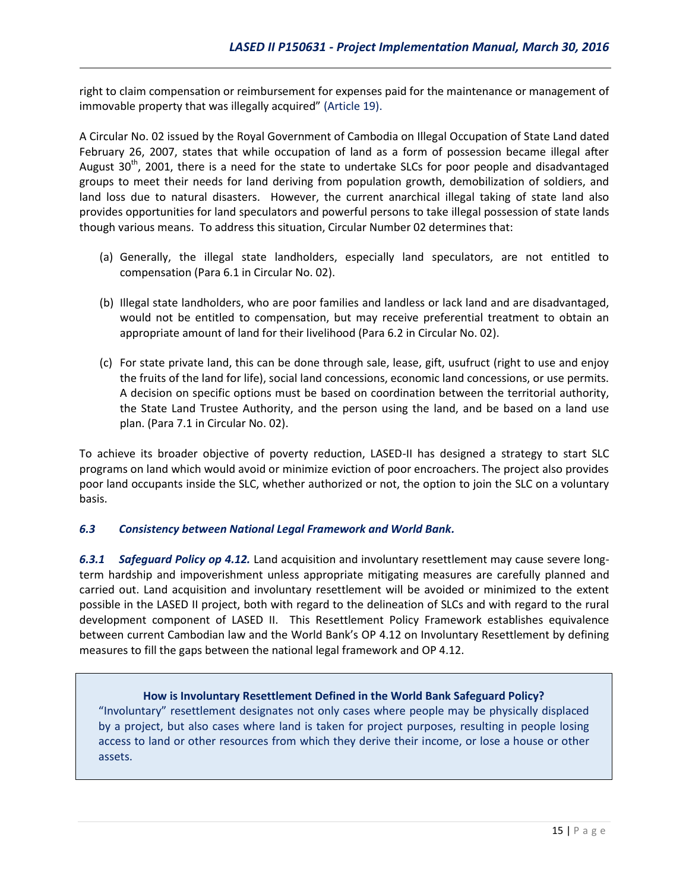right to claim compensation or reimbursement for expenses paid for the maintenance or management of immovable property that was illegally acquired" (Article 19).

A Circular No. 02 issued by the Royal Government of Cambodia on Illegal Occupation of State Land dated February 26, 2007, states that while occupation of land as a form of possession became illegal after August 30th, 2001, there is a need for the state to undertake SLCs for poor people and disadvantaged groups to meet their needs for land deriving from population growth, demobilization of soldiers, and land loss due to natural disasters. However, the current anarchical illegal taking of state land also provides opportunities for land speculators and powerful persons to take illegal possession of state lands though various means. To address this situation, Circular Number 02 determines that:

(a) Generally, the illegal state landholders, especially land speculators, are not entitled to compensation (Para 6.1 in Circular No. 02).

(b) Illegal state landholders, who are poor families and landless or lack land and are disadvantaged, would not be entitled to compensation, but may receive preferential treatment to obtain an appropriate amount of land for their livelihood (Para 6.2 in Circular No. 02).

(c) For state private land, this can be done through sale, lease, gift, usufruct (right to use and enjoy the fruits of the land for life), social land concessions, economic land concessions, or use permits. A decision on specific options must be based on coordination between the territorial authority, the State Land Trustee Authority, and the person using the land, and be based on a land use plan. (Para 7.1 in Circular No. 02).

To achieve its broader objective of poverty reduction, LASED-II has designed a strategy to start SLC programs on land which would avoid or minimize eviction of poor encroachers. The project also provides poor land occupants inside the SLC, whether authorized or not, the option to join the SLC on a voluntary basis.

### *6.3 Consistency between National Legal Framework and World Bank.*

***6.3.1 Safeguard Policy op 4.12.*** Land acquisition and involuntary resettlement may cause severe long-term hardship and impoverishment unless appropriate mitigating measures are carefully planned and carried out. Land acquisition and involuntary resettlement will be avoided or minimized to the extent possible in the LASED II project, both with regard to the delineation of SLCs and with regard to the rural development component of LASED II. This Resettlement Policy Framework establishes equivalence between current Cambodian law and the World Bank's OP 4.12 on Involuntary Resettlement by defining measures to fill the gaps between the national legal framework and OP 4.12.

**How is Involuntary Resettlement Defined in the World Bank Safeguard Policy?**

"Involuntary" resettlement designates not only cases where people may be physically displaced by a project, but also cases where land is taken for project purposes, resulting in people losing access to land or other resources from which they derive their income, or lose a house or other assets.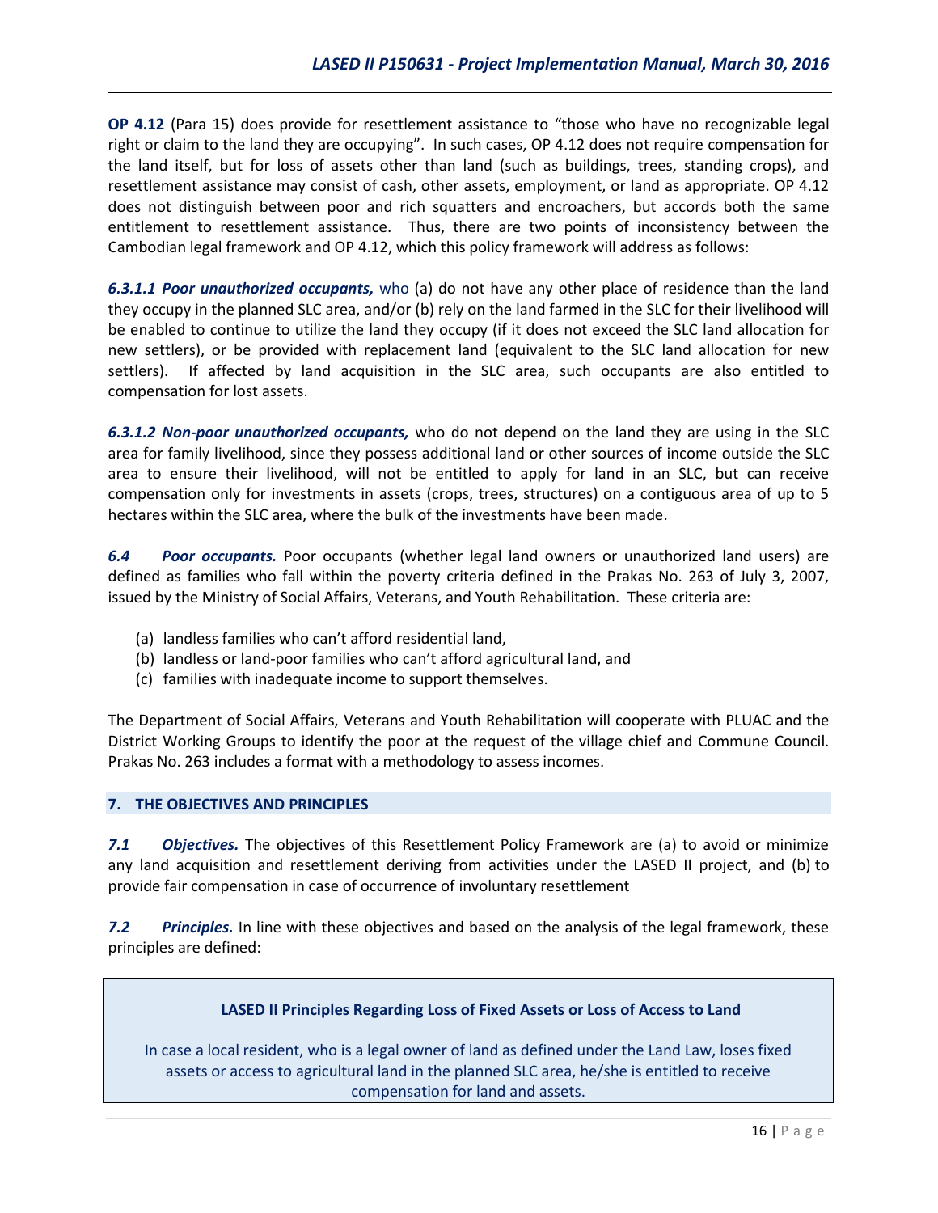**OP 4.12** (Para 15) does provide for resettlement assistance to "those who have no recognizable legal right or claim to the land they are occupying". In such cases, OP 4.12 does not require compensation for the land itself, but for loss of assets other than land (such as buildings, trees, standing crops), and resettlement assistance may consist of cash, other assets, employment, or land as appropriate. OP 4.12 does not distinguish between poor and rich squatters and encroachers, but accords both the same entitlement to resettlement assistance. Thus, there are two points of inconsistency between the Cambodian legal framework and OP 4.12, which this policy framework will address as follows:

***6.3.1.1 Poor unauthorized occupants,*** who (a) do not have any other place of residence than the land they occupy in the planned SLC area, and/or (b) rely on the land farmed in the SLC for their livelihood will be enabled to continue to utilize the land they occupy (if it does not exceed the SLC land allocation for new settlers), or be provided with replacement land (equivalent to the SLC land allocation for new settlers). If affected by land acquisition in the SLC area, such occupants are also entitled to compensation for lost assets.

***6.3.1.2 Non-poor unauthorized occupants,*** who do not depend on the land they are using in the SLC area for family livelihood, since they possess additional land or other sources of income outside the SLC area to ensure their livelihood, will not be entitled to apply for land in an SLC, but can receive compensation only for investments in assets (crops, trees, structures) on a contiguous area of up to 5 hectares within the SLC area, where the bulk of the investments have been made.

***6.4 Poor occupants.*** Poor occupants (whether legal land owners or unauthorized land users) are defined as families who fall within the poverty criteria defined in the Prakas No. 263 of July 3, 2007, issued by the Ministry of Social Affairs, Veterans, and Youth Rehabilitation. These criteria are:

(a) landless families who can't afford residential land,
(b) landless or land-poor families who can't afford agricultural land, and
(c) families with inadequate income to support themselves.

The Department of Social Affairs, Veterans and Youth Rehabilitation will cooperate with PLUAC and the District Working Groups to identify the poor at the request of the village chief and Commune Council. Prakas No. 263 includes a format with a methodology to assess incomes.

## 7. THE OBJECTIVES AND PRINCIPLES

***7.1 Objectives.*** The objectives of this Resettlement Policy Framework are (a) to avoid or minimize any land acquisition and resettlement deriving from activities under the LASED II project, and (b) to provide fair compensation in case of occurrence of involuntary resettlement

***7.2 Principles.*** In line with these objectives and based on the analysis of the legal framework, these principles are defined:

**LASED II Principles Regarding Loss of Fixed Assets or Loss of Access to Land**

In case a local resident, who is a legal owner of land as defined under the Land Law, loses fixed assets or access to agricultural land in the planned SLC area, he/she is entitled to receive compensation for land and assets.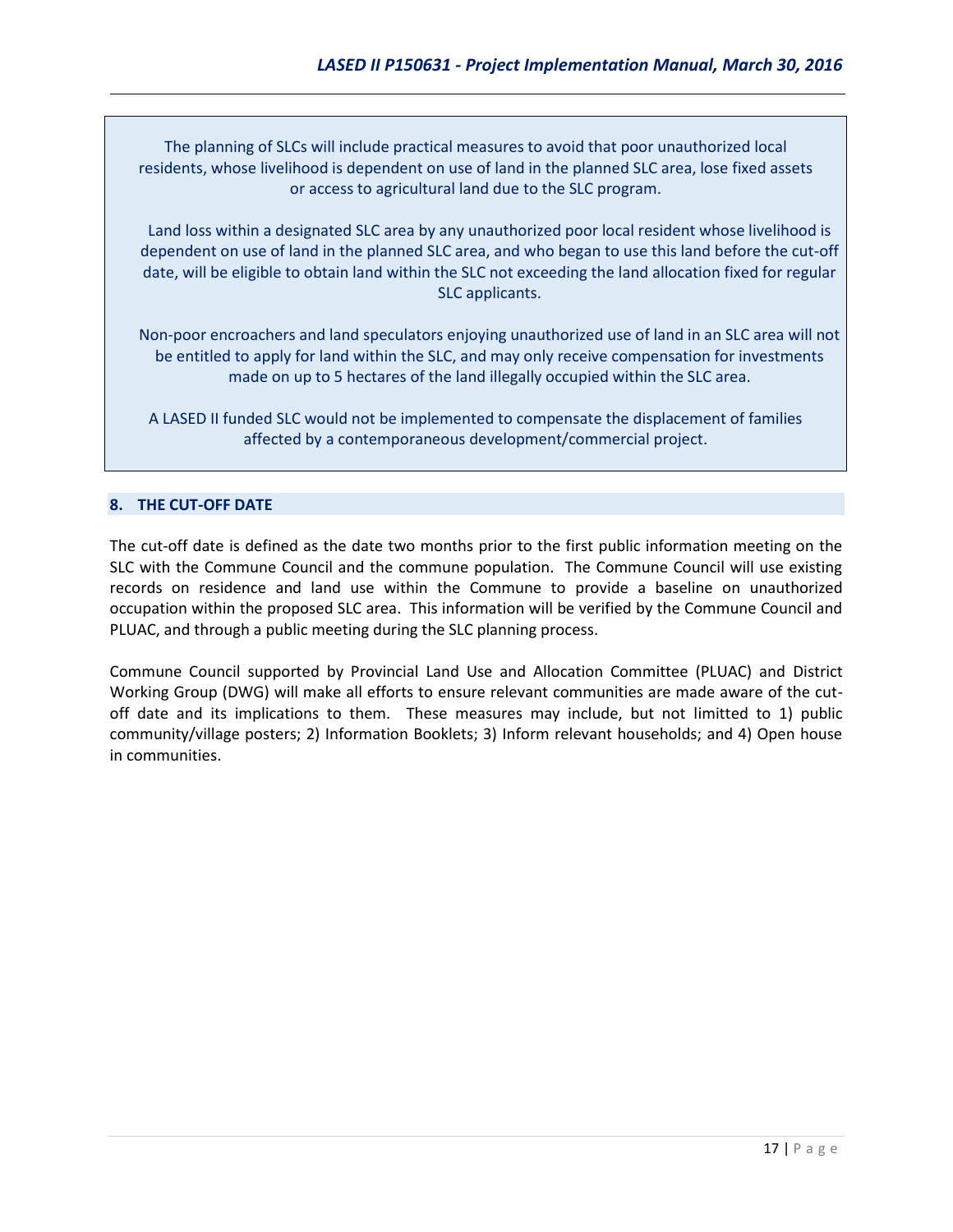The planning of SLCs will include practical measures to avoid that poor unauthorized local residents, whose livelihood is dependent on use of land in the planned SLC area, lose fixed assets or access to agricultural land due to the SLC program.

Land loss within a designated SLC area by any unauthorized poor local resident whose livelihood is dependent on use of land in the planned SLC area, and who began to use this land before the cut-off date, will be eligible to obtain land within the SLC not exceeding the land allocation fixed for regular SLC applicants.

Non-poor encroachers and land speculators enjoying unauthorized use of land in an SLC area will not be entitled to apply for land within the SLC, and may only receive compensation for investments made on up to 5 hectares of the land illegally occupied within the SLC area.

A LASED II funded SLC would not be implemented to compensate the displacement of families affected by a contemporaneous development/commercial project.

## 8. THE CUT-OFF DATE

The cut-off date is defined as the date two months prior to the first public information meeting on the SLC with the Commune Council and the commune population. The Commune Council will use existing records on residence and land use within the Commune to provide a baseline on unauthorized occupation within the proposed SLC area. This information will be verified by the Commune Council and PLUAC, and through a public meeting during the SLC planning process.

Commune Council supported by Provincial Land Use and Allocation Committee (PLUAC) and District Working Group (DWG) will make all efforts to ensure relevant communities are made aware of the cut-off date and its implications to them. These measures may include, but not limitted to 1) public community/village posters; 2) Information Booklets; 3) Inform relevant households; and 4) Open house in communities.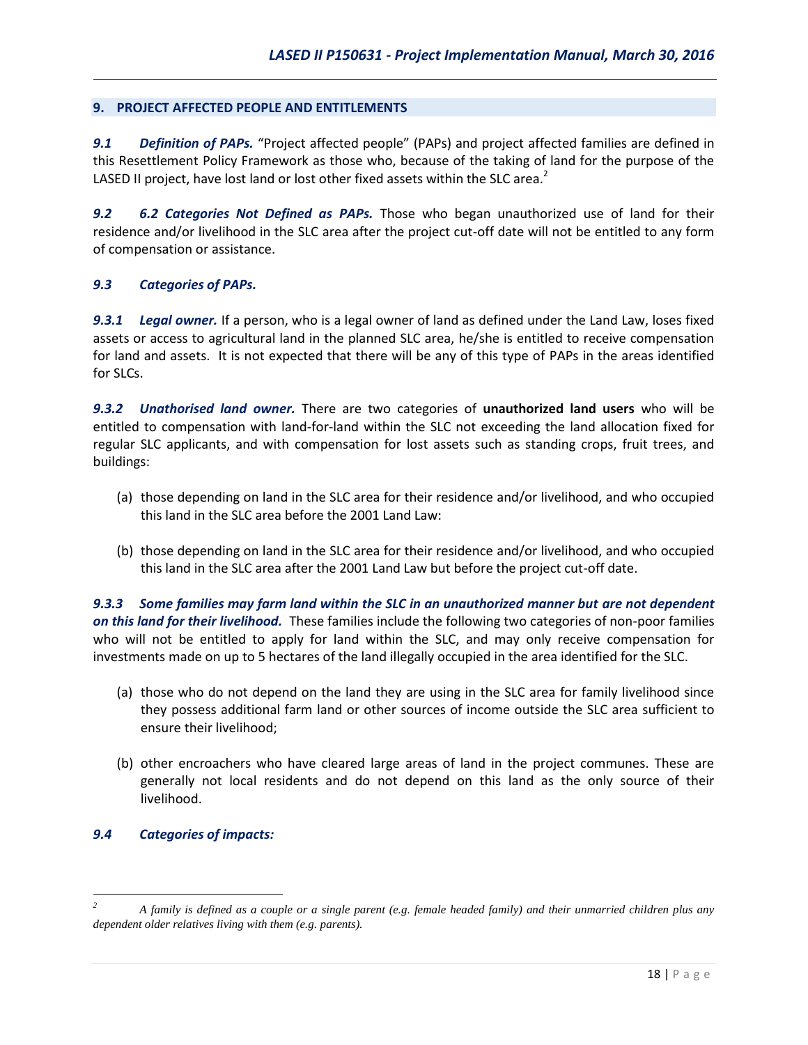## 9. PROJECT AFFECTED PEOPLE AND ENTITLEMENTS

***9.1 Definition of PAPs.*** "Project affected people" (PAPs) and project affected families are defined in this Resettlement Policy Framework as those who, because of the taking of land for the purpose of the LASED II project, have lost land or lost other fixed assets within the SLC area.[2]

***9.2 6.2 Categories Not Defined as PAPs.*** Those who began unauthorized use of land for their residence and/or livelihood in the SLC area after the project cut-off date will not be entitled to any form of compensation or assistance.

***9.3 Categories of PAPs.***

***9.3.1 Legal owner.*** If a person, who is a legal owner of land as defined under the Land Law, loses fixed assets or access to agricultural land in the planned SLC area, he/she is entitled to receive compensation for land and assets. It is not expected that there will be any of this type of PAPs in the areas identified for SLCs.

***9.3.2 Unathorised land owner.*** There are two categories of **unauthorized land users** who will be entitled to compensation with land-for-land within the SLC not exceeding the land allocation fixed for regular SLC applicants, and with compensation for lost assets such as standing crops, fruit trees, and buildings:

(a) those depending on land in the SLC area for their residence and/or livelihood, and who occupied this land in the SLC area before the 2001 Land Law:

(b) those depending on land in the SLC area for their residence and/or livelihood, and who occupied this land in the SLC area after the 2001 Land Law but before the project cut-off date.

***9.3.3 Some families may farm land within the SLC in an unauthorized manner but are not dependent on this land for their livelihood.*** These families include the following two categories of non-poor families who will not be entitled to apply for land within the SLC, and may only receive compensation for investments made on up to 5 hectares of the land illegally occupied in the area identified for the SLC.

(a) those who do not depend on the land they are using in the SLC area for family livelihood since they possess additional farm land or other sources of income outside the SLC area sufficient to ensure their livelihood;

(b) other encroachers who have cleared large areas of land in the project communes. These are generally not local residents and do not depend on this land as the only source of their livelihood.

***9.4 Categories of impacts:***

---

[2] *A family is defined as a couple or a single parent (e.g. female headed family) and their unmarried children plus any dependent older relatives living with them (e.g. parents).*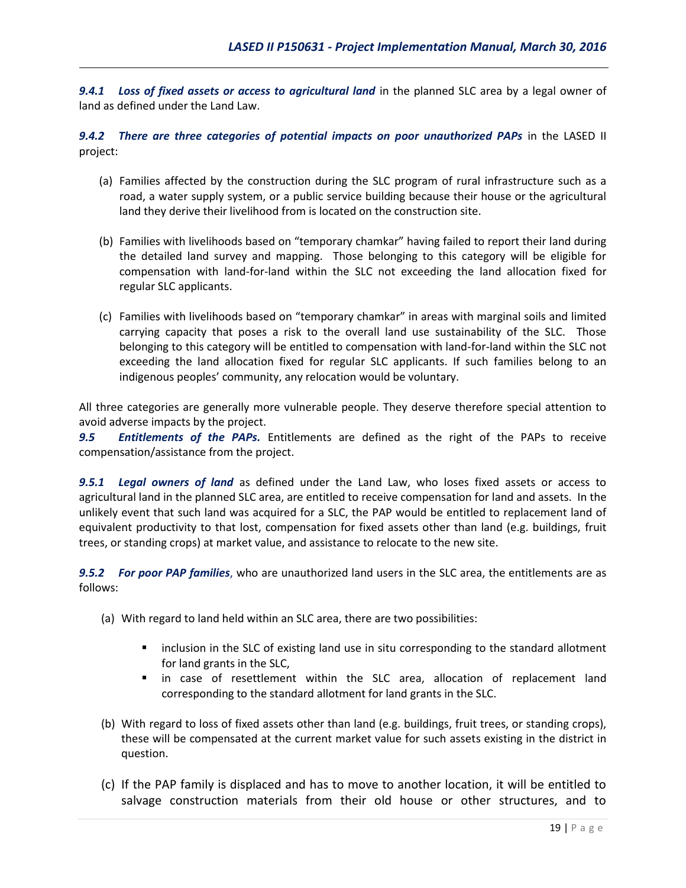***9.4.1 Loss of fixed assets or access to agricultural land*** in the planned SLC area by a legal owner of land as defined under the Land Law.

***9.4.2 There are three categories of potential impacts on poor unauthorized PAPs*** in the LASED II project:

(a) Families affected by the construction during the SLC program of rural infrastructure such as a road, a water supply system, or a public service building because their house or the agricultural land they derive their livelihood from is located on the construction site.

(b) Families with livelihoods based on "temporary chamkar" having failed to report their land during the detailed land survey and mapping. Those belonging to this category will be eligible for compensation with land-for-land within the SLC not exceeding the land allocation fixed for regular SLC applicants.

(c) Families with livelihoods based on "temporary chamkar" in areas with marginal soils and limited carrying capacity that poses a risk to the overall land use sustainability of the SLC. Those belonging to this category will be entitled to compensation with land-for-land within the SLC not exceeding the land allocation fixed for regular SLC applicants. If such families belong to an indigenous peoples' community, any relocation would be voluntary.

All three categories are generally more vulnerable people. They deserve therefore special attention to avoid adverse impacts by the project.

***9.5 Entitlements of the PAPs.*** Entitlements are defined as the right of the PAPs to receive compensation/assistance from the project.

***9.5.1 Legal owners of land*** as defined under the Land Law, who loses fixed assets or access to agricultural land in the planned SLC area, are entitled to receive compensation for land and assets. In the unlikely event that such land was acquired for a SLC, the PAP would be entitled to replacement land of equivalent productivity to that lost, compensation for fixed assets other than land (e.g. buildings, fruit trees, or standing crops) at market value, and assistance to relocate to the new site.

***9.5.2 For poor PAP families***, who are unauthorized land users in the SLC area, the entitlements are as follows:

(a) With regard to land held within an SLC area, there are two possibilities:

- inclusion in the SLC of existing land use in situ corresponding to the standard allotment for land grants in the SLC,
- in case of resettlement within the SLC area, allocation of replacement land corresponding to the standard allotment for land grants in the SLC.

(b) With regard to loss of fixed assets other than land (e.g. buildings, fruit trees, or standing crops), these will be compensated at the current market value for such assets existing in the district in question.

(c) If the PAP family is displaced and has to move to another location, it will be entitled to salvage construction materials from their old house or other structures, and to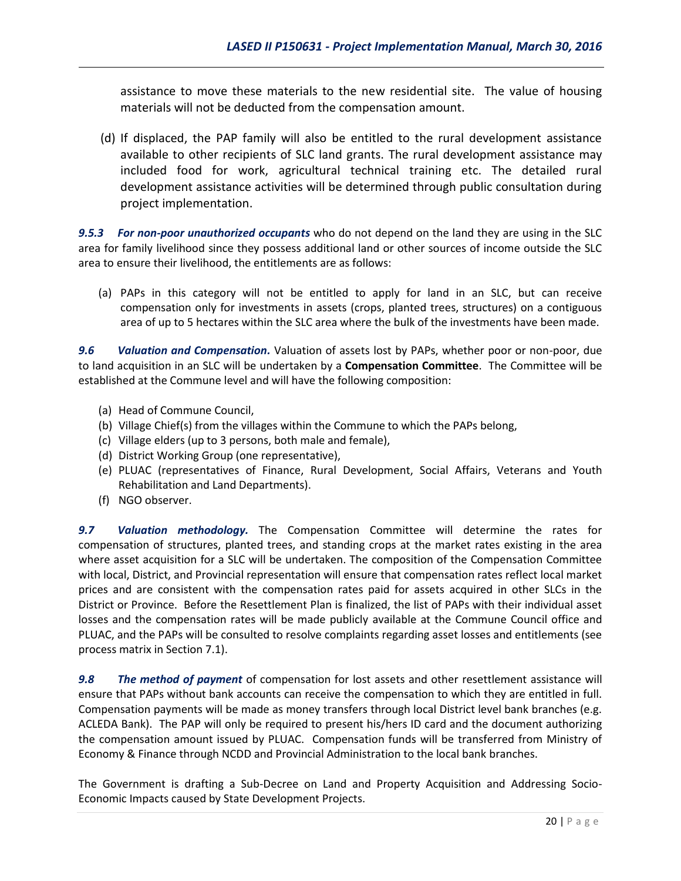assistance to move these materials to the new residential site. The value of housing materials will not be deducted from the compensation amount.

(d) If displaced, the PAP family will also be entitled to the rural development assistance available to other recipients of SLC land grants. The rural development assistance may included food for work, agricultural technical training etc. The detailed rural development assistance activities will be determined through public consultation during project implementation.

***9.5.3 For non-poor unauthorized occupants*** who do not depend on the land they are using in the SLC area for family livelihood since they possess additional land or other sources of income outside the SLC area to ensure their livelihood, the entitlements are as follows:

(a) PAPs in this category will not be entitled to apply for land in an SLC, but can receive compensation only for investments in assets (crops, planted trees, structures) on a contiguous area of up to 5 hectares within the SLC area where the bulk of the investments have been made.

***9.6 Valuation and Compensation.*** Valuation of assets lost by PAPs, whether poor or non-poor, due to land acquisition in an SLC will be undertaken by a **Compensation Committee**. The Committee will be established at the Commune level and will have the following composition:

(a) Head of Commune Council,
(b) Village Chief(s) from the villages within the Commune to which the PAPs belong,
(c) Village elders (up to 3 persons, both male and female),
(d) District Working Group (one representative),
(e) PLUAC (representatives of Finance, Rural Development, Social Affairs, Veterans and Youth Rehabilitation and Land Departments).
(f) NGO observer.

***9.7 Valuation methodology.*** The Compensation Committee will determine the rates for compensation of structures, planted trees, and standing crops at the market rates existing in the area where asset acquisition for a SLC will be undertaken. The composition of the Compensation Committee with local, District, and Provincial representation will ensure that compensation rates reflect local market prices and are consistent with the compensation rates paid for assets acquired in other SLCs in the District or Province. Before the Resettlement Plan is finalized, the list of PAPs with their individual asset losses and the compensation rates will be made publicly available at the Commune Council office and PLUAC, and the PAPs will be consulted to resolve complaints regarding asset losses and entitlements (see process matrix in Section 7.1).

***9.8 The method of payment*** of compensation for lost assets and other resettlement assistance will ensure that PAPs without bank accounts can receive the compensation to which they are entitled in full. Compensation payments will be made as money transfers through local District level bank branches (e.g. ACLEDA Bank). The PAP will only be required to present his/hers ID card and the document authorizing the compensation amount issued by PLUAC. Compensation funds will be transferred from Ministry of Economy & Finance through NCDD and Provincial Administration to the local bank branches.

The Government is drafting a Sub-Decree on Land and Property Acquisition and Addressing Socio-Economic Impacts caused by State Development Projects.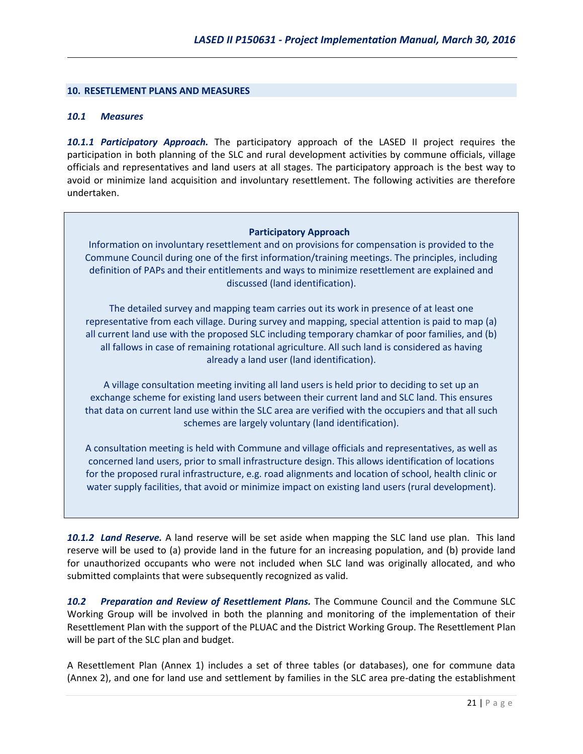## 10. RESETTLEMENT PLANS AND MEASURES

### *10.1 Measures*

***10.1.1 Participatory Approach.*** The participatory approach of the LASED II project requires the participation in both planning of the SLC and rural development activities by commune officials, village officials and representatives and land users at all stages. The participatory approach is the best way to avoid or minimize land acquisition and involuntary resettlement. The following activities are therefore undertaken.

> **Participatory Approach**
>
> Information on involuntary resettlement and on provisions for compensation is provided to the Commune Council during one of the first information/training meetings. The principles, including definition of PAPs and their entitlements and ways to minimize resettlement are explained and discussed (land identification).
>
> The detailed survey and mapping team carries out its work in presence of at least one representative from each village. During survey and mapping, special attention is paid to map (a) all current land use with the proposed SLC including temporary chamkar of poor families, and (b) all fallows in case of remaining rotational agriculture. All such land is considered as having already a land user (land identification).
>
> A village consultation meeting inviting all land users is held prior to deciding to set up an exchange scheme for existing land users between their current land and SLC land. This ensures that data on current land use within the SLC area are verified with the occupiers and that all such schemes are largely voluntary (land identification).
>
> A consultation meeting is held with Commune and village officials and representatives, as well as concerned land users, prior to small infrastructure design. This allows identification of locations for the proposed rural infrastructure, e.g. road alignments and location of school, health clinic or water supply facilities, that avoid or minimize impact on existing land users (rural development).

***10.1.2 Land Reserve.*** A land reserve will be set aside when mapping the SLC land use plan. This land reserve will be used to (a) provide land in the future for an increasing population, and (b) provide land for unauthorized occupants who were not included when SLC land was originally allocated, and who submitted complaints that were subsequently recognized as valid.

***10.2 Preparation and Review of Resettlement Plans.*** The Commune Council and the Commune SLC Working Group will be involved in both the planning and monitoring of the implementation of their Resettlement Plan with the support of the PLUAC and the District Working Group. The Resettlement Plan will be part of the SLC plan and budget.

A Resettlement Plan (Annex 1) includes a set of three tables (or databases), one for commune data (Annex 2), and one for land use and settlement by families in the SLC area pre-dating the establishment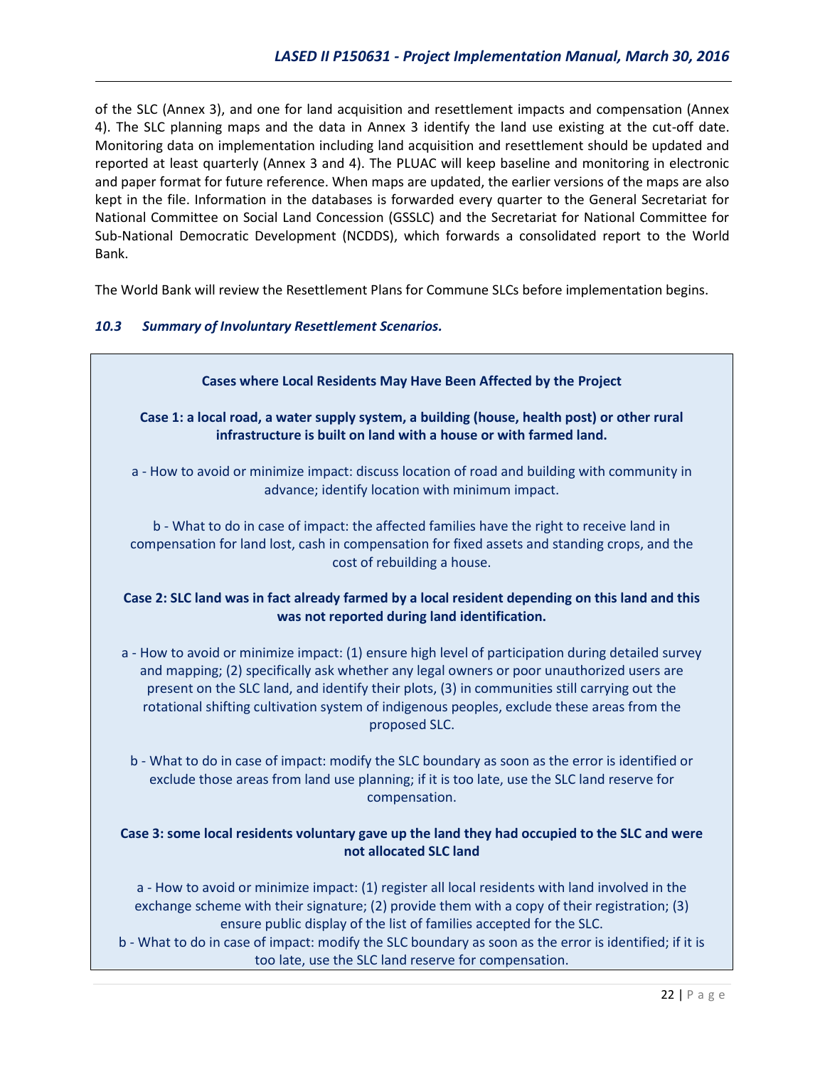of the SLC (Annex 3), and one for land acquisition and resettlement impacts and compensation (Annex 4). The SLC planning maps and the data in Annex 3 identify the land use existing at the cut-off date. Monitoring data on implementation including land acquisition and resettlement should be updated and reported at least quarterly (Annex 3 and 4). The PLUAC will keep baseline and monitoring in electronic and paper format for future reference. When maps are updated, the earlier versions of the maps are also kept in the file. Information in the databases is forwarded every quarter to the General Secretariat for National Committee on Social Land Concession (GSSLC) and the Secretariat for National Committee for Sub-National Democratic Development (NCDDS), which forwards a consolidated report to the World Bank.

The World Bank will review the Resettlement Plans for Commune SLCs before implementation begins.

### *10.3 Summary of Involuntary Resettlement Scenarios.*

**Cases where Local Residents May Have Been Affected by the Project**

**Case 1: a local road, a water supply system, a building (house, health post) or other rural infrastructure is built on land with a house or with farmed land.**

a - How to avoid or minimize impact: discuss location of road and building with community in advance; identify location with minimum impact.

b - What to do in case of impact: the affected families have the right to receive land in compensation for land lost, cash in compensation for fixed assets and standing crops, and the cost of rebuilding a house.

**Case 2: SLC land was in fact already farmed by a local resident depending on this land and this was not reported during land identification.**

a - How to avoid or minimize impact: (1) ensure high level of participation during detailed survey and mapping; (2) specifically ask whether any legal owners or poor unauthorized users are present on the SLC land, and identify their plots, (3) in communities still carrying out the rotational shifting cultivation system of indigenous peoples, exclude these areas from the proposed SLC.

b - What to do in case of impact: modify the SLC boundary as soon as the error is identified or exclude those areas from land use planning; if it is too late, use the SLC land reserve for compensation.

**Case 3: some local residents voluntary gave up the land they had occupied to the SLC and were not allocated SLC land**

a - How to avoid or minimize impact: (1) register all local residents with land involved in the exchange scheme with their signature; (2) provide them with a copy of their registration; (3) ensure public display of the list of families accepted for the SLC.

b - What to do in case of impact: modify the SLC boundary as soon as the error is identified; if it is too late, use the SLC land reserve for compensation.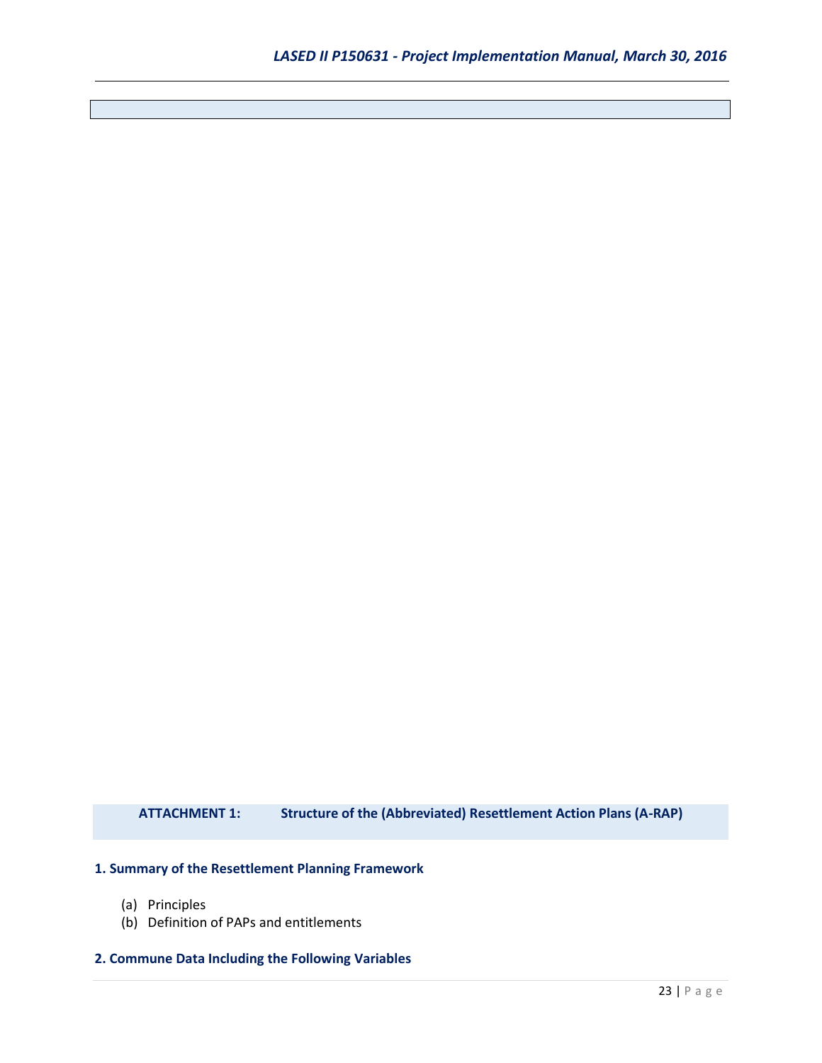## ATTACHMENT 1: Structure of the (Abbreviated) Resettlement Action Plans (A-RAP)

**1. Summary of the Resettlement Planning Framework**

(a) Principles
(b) Definition of PAPs and entitlements

**2. Commune Data Including the Following Variables**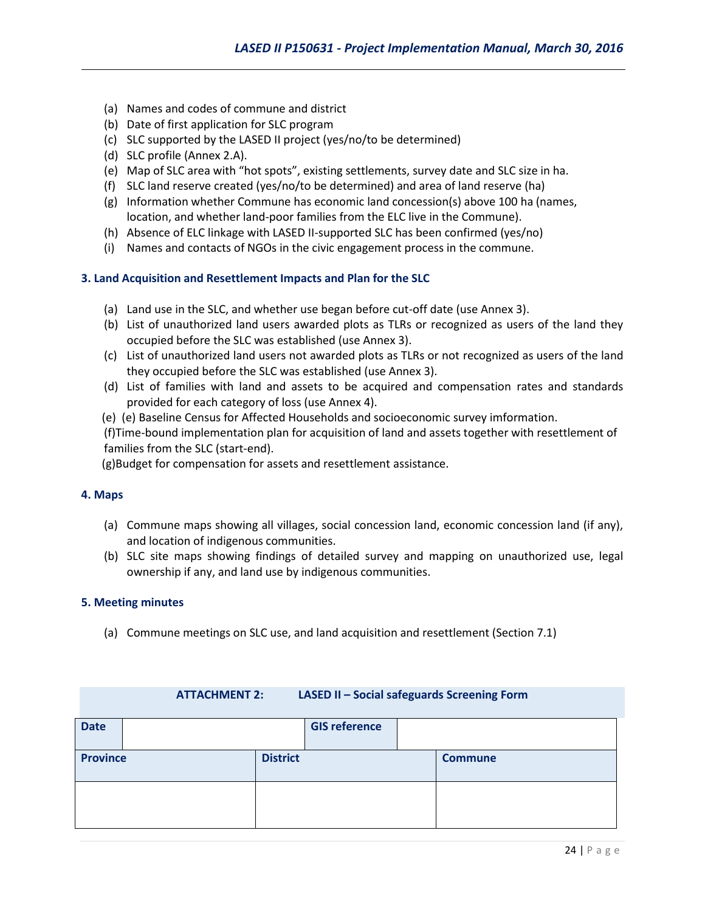(a) Names and codes of commune and district
(b) Date of first application for SLC program
(c) SLC supported by the LASED II project (yes/no/to be determined)
(d) SLC profile (Annex 2.A).
(e) Map of SLC area with "hot spots", existing settlements, survey date and SLC size in ha.
(f) SLC land reserve created (yes/no/to be determined) and area of land reserve (ha)
(g) Information whether Commune has economic land concession(s) above 100 ha (names, location, and whether land-poor families from the ELC live in the Commune).
(h) Absence of ELC linkage with LASED II-supported SLC has been confirmed (yes/no)
(i) Names and contacts of NGOs in the civic engagement process in the commune.

### 3. Land Acquisition and Resettlement Impacts and Plan for the SLC

(a) Land use in the SLC, and whether use began before cut-off date (use Annex 3).
(b) List of unauthorized land users awarded plots as TLRs or recognized as users of the land they occupied before the SLC was established (use Annex 3).
(c) List of unauthorized land users not awarded plots as TLRs or not recognized as users of the land they occupied before the SLC was established (use Annex 3).
(d) List of families with land and assets to be acquired and compensation rates and standards provided for each category of loss (use Annex 4).
(e) (e) Baseline Census for Affected Households and socioeconomic survey imformation.
(f)Time-bound implementation plan for acquisition of land and assets together with resettlement of families from the SLC (start-end).
(g)Budget for compensation for assets and resettlement assistance.

### 4. Maps

(a) Commune maps showing all villages, social concession land, economic concession land (if any), and location of indigenous communities.
(b) SLC site maps showing findings of detailed survey and mapping on unauthorized use, legal ownership if any, and land use by indigenous communities.

### 5. Meeting minutes

(a) Commune meetings on SLC use, and land acquisition and resettlement (Section 7.1)

### ATTACHMENT 2: LASED II – Social safeguards Screening Form

| **Date** | | **GIS reference** | |
|---|---|---|---|

| **Province** | **District** | **Commune** |
|---|---|---|
| | | |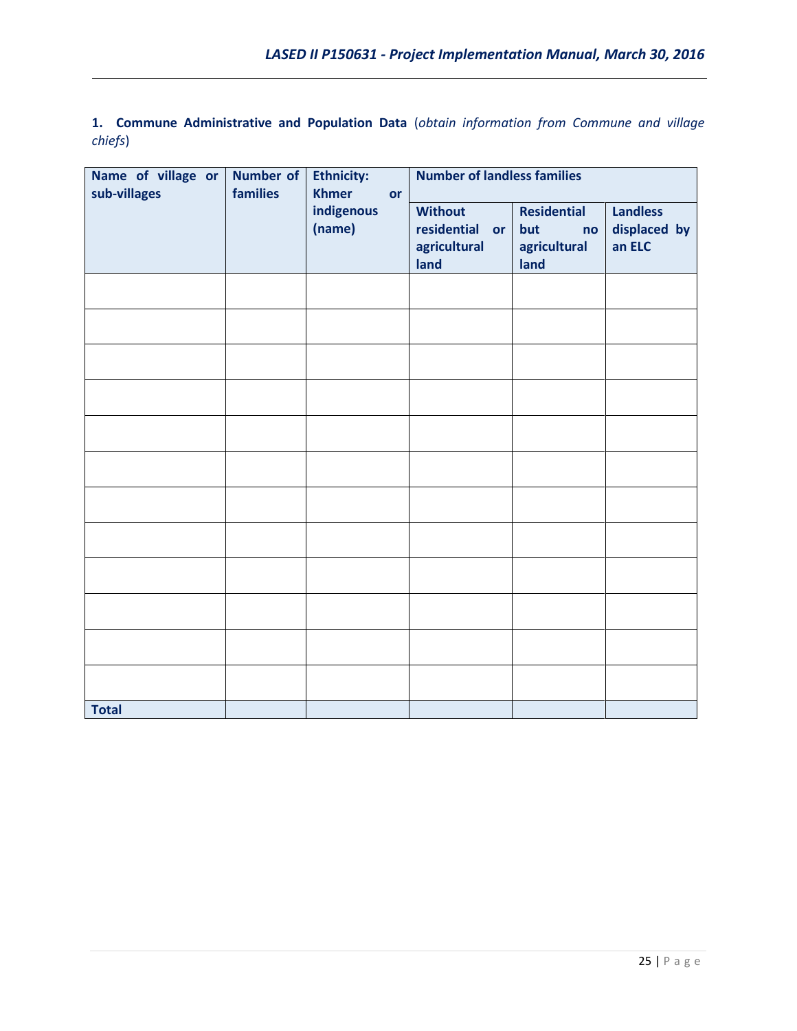**1. Commune Administrative and Population Data** (*obtain information from Commune and village chiefs*)

| Name of village or sub-villages | Number of families | Ethnicity: Khmer or indigenous (name) | Number of landless families | | |
|---|---|---|---|---|---|
| | | | Without residential or agricultural land | Residential but no agricultural land | Landless displaced by an ELC |
| | | | | | |
| | | | | | |
| | | | | | |
| | | | | | |
| | | | | | |
| | | | | | |
| | | | | | |
| | | | | | |
| | | | | | |
| | | | | | |
| | | | | | |
| | | | | | |
| **Total** | | | | | |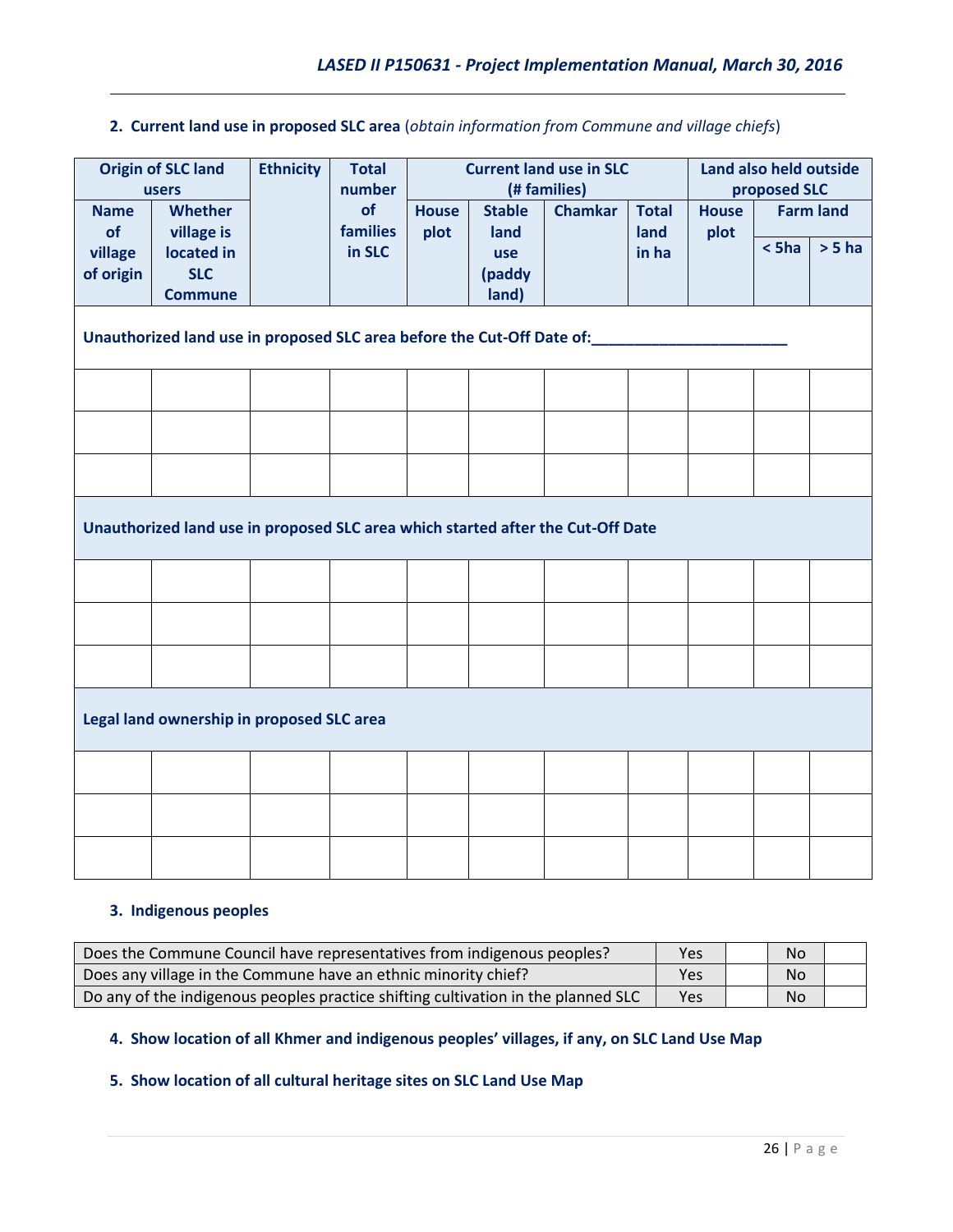**2. Current land use in proposed SLC area** (*obtain information from Commune and village chiefs*)

| Origin of SLC land users | | Ethnicity | Total number of families in SLC | Current land use in SLC (# families) | | | | Land also held outside proposed SLC | | |
|---|---|---|---|---|---|---|---|---|---|---|
| Name of village of origin | Whether village is located in SLC Commune | | | House plot | Stable land use (paddy land) | Chamkar | Total land in ha | House plot | Farm land | |
| | | | | | | | | | < 5ha | > 5 ha |
| **Unauthorized land use in proposed SLC area before the Cut-Off Date of:_______________________** | | | | | | | | | | |
| | | | | | | | | | | |
| | | | | | | | | | | |
| | | | | | | | | | | |
| **Unauthorized land use in proposed SLC area which started after the Cut-Off Date** | | | | | | | | | | |
| | | | | | | | | | | |
| | | | | | | | | | | |
| | | | | | | | | | | |
| **Legal land ownership in proposed SLC area** | | | | | | | | | | |
| | | | | | | | | | | |
| | | | | | | | | | | |
| | | | | | | | | | | |

**3. Indigenous peoples**

| | | | | |
|---|---|---|---|---|
| Does the Commune Council have representatives from indigenous peoples? | Yes | | No | |
| Does any village in the Commune have an ethnic minority chief? | Yes | | No | |
| Do any of the indigenous peoples practice shifting cultivation in the planned SLC | Yes | | No | |

**4. Show location of all Khmer and indigenous peoples' villages, if any, on SLC Land Use Map**

**5. Show location of all cultural heritage sites on SLC Land Use Map**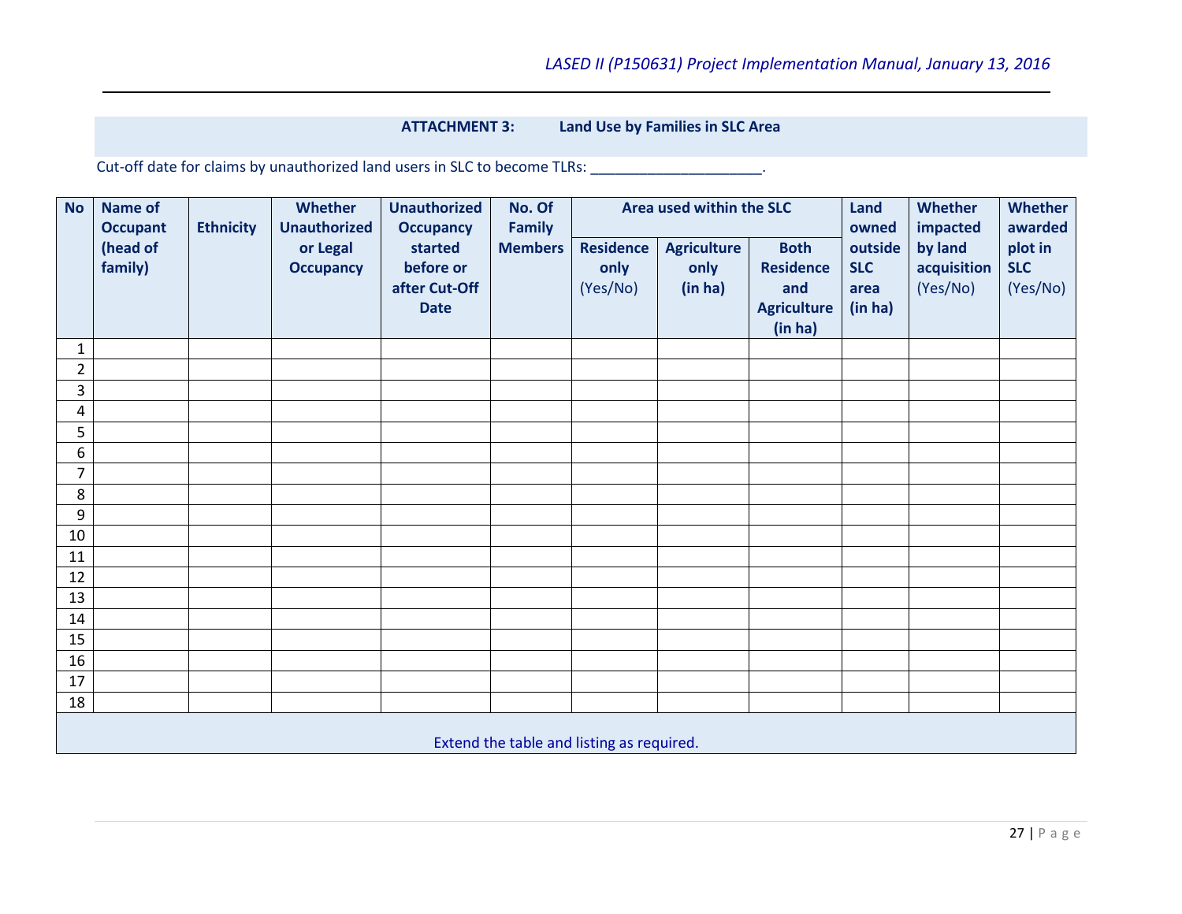## ATTACHMENT 3: Land Use by Families in SLC Area

Cut-off date for claims by unauthorized land users in SLC to become TLRs: _____________________.

| No | Name of Occupant (head of family) | Ethnicity | Whether Unauthorized or Legal Occupancy | Unauthorized Occupancy started before or after Cut-Off Date | No. Of Family Members | Area used within the SLC | | | Land owned outside SLC area (in ha) | Whether impacted by land acquisition (Yes/No) | Whether awarded plot in SLC (Yes/No) |
|---|---|---|---|---|---|---|---|---|---|---|---|
| | | | | | | Residence only (Yes/No) | Agriculture only (in ha) | Both Residence and Agriculture (in ha) | | | |
| 1 | | | | | | | | | | | |
| 2 | | | | | | | | | | | |
| 3 | | | | | | | | | | | |
| 4 | | | | | | | | | | | |
| 5 | | | | | | | | | | | |
| 6 | | | | | | | | | | | |
| 7 | | | | | | | | | | | |
| 8 | | | | | | | | | | | |
| 9 | | | | | | | | | | | |
| 10 | | | | | | | | | | | |
| 11 | | | | | | | | | | | |
| 12 | | | | | | | | | | | |
| 13 | | | | | | | | | | | |
| 14 | | | | | | | | | | | |
| 15 | | | | | | | | | | | |
| 16 | | | | | | | | | | | |
| 17 | | | | | | | | | | | |
| 18 | | | | | | | | | | | |

Extend the table and listing as required.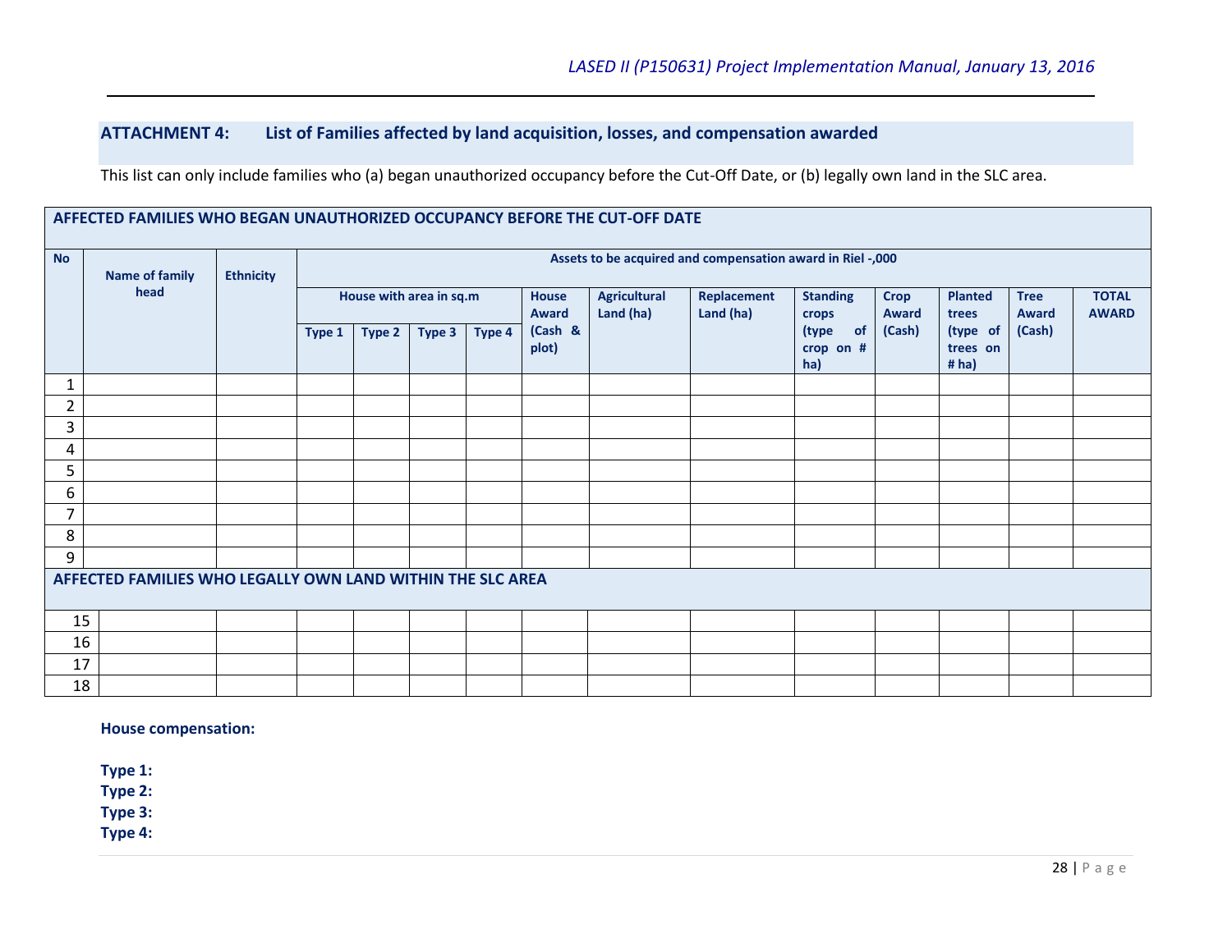## ATTACHMENT 4: List of Families affected by land acquisition, losses, and compensation awarded

This list can only include families who (a) began unauthorized occupancy before the Cut-Off Date, or (b) legally own land in the SLC area.

| AFFECTED FAMILIES WHO BEGAN UNAUTHORIZED OCCUPANCY BEFORE THE CUT-OFF DATE | | | | | | | | | | | | | | | |
|---|---|---|---|---|---|---|---|---|---|---|---|---|---|---|---|
| No | Name of family head | Ethnicity | Assets to be acquired and compensation award in Riel -,000 | | | | | | | | | | | | |
| | | | House with area in sq.m | | | | House Award (Cash & plot) | Agricultural Land (ha) | Replacement Land (ha) | Standing crops (type of crop on # ha) | Crop Award (Cash) | Planted trees (type of trees on # ha) | Tree Award (Cash) | TOTAL AWARD |
| | | | Type 1 | Type 2 | Type 3 | Type 4 | | | | | | | | | |
| 1 | | | | | | | | | | | | | | | |
| 2 | | | | | | | | | | | | | | | |
| 3 | | | | | | | | | | | | | | | |
| 4 | | | | | | | | | | | | | | | |
| 5 | | | | | | | | | | | | | | | |
| 6 | | | | | | | | | | | | | | | |
| 7 | | | | | | | | | | | | | | | |
| 8 | | | | | | | | | | | | | | | |
| 9 | | | | | | | | | | | | | | | |
| AFFECTED FAMILIES WHO LEGALLY OWN LAND WITHIN THE SLC AREA | | | | | | | | | | | | | | | |
| 15 | | | | | | | | | | | | | | | |
| 16 | | | | | | | | | | | | | | | |
| 17 | | | | | | | | | | | | | | | |
| 18 | | | | | | | | | | | | | | | |

**House compensation:**

**Type 1:**
**Type 2:**
**Type 3:**
**Type 4:**